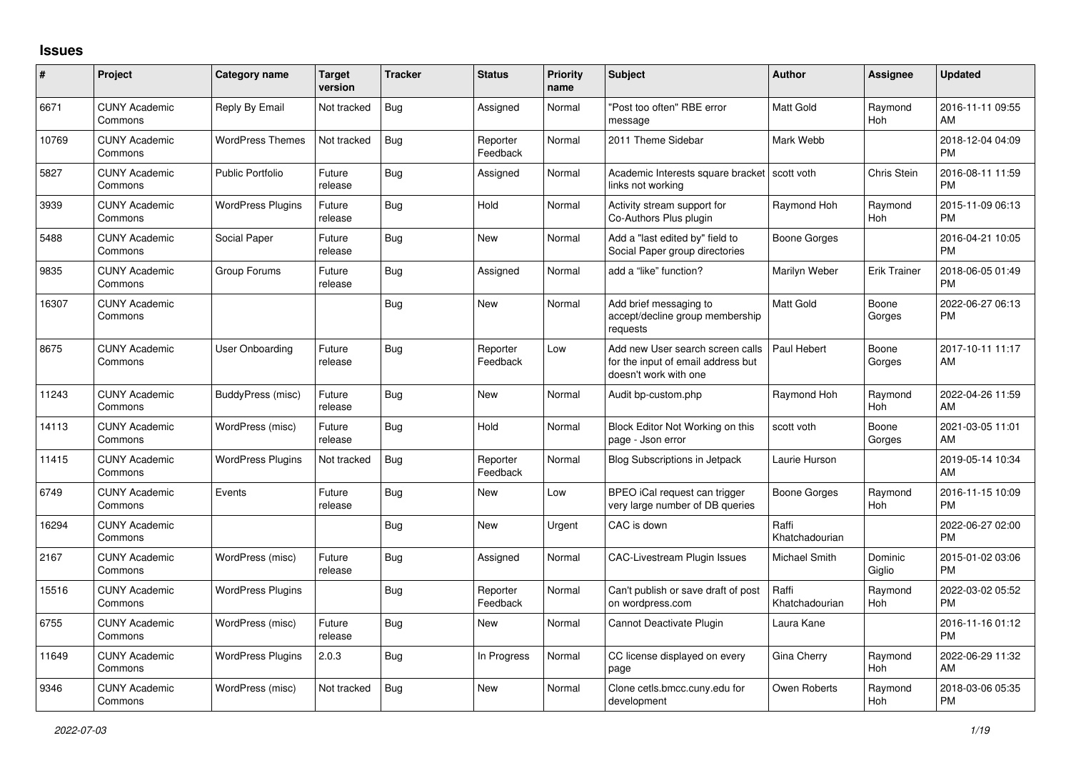## Issues

| # | Project | Category name | Target version | Tracker | Status | Priority name | Subject | Author | Assignee | Updated |
|---|---|---|---|---|---|---|---|---|---|---|
| 6671 | CUNY Academic Commons | Reply By Email | Not tracked | Bug | Assigned | Normal | "Post too often" RBE error message | Matt Gold | Raymond Hoh | 2016-11-11 09:55 AM |
| 10769 | CUNY Academic Commons | WordPress Themes | Not tracked | Bug | Reporter Feedback | Normal | 2011 Theme Sidebar | Mark Webb | | 2018-12-04 04:09 PM |
| 5827 | CUNY Academic Commons | Public Portfolio | Future release | Bug | Assigned | Normal | Academic Interests square bracket links not working | scott voth | Chris Stein | 2016-08-11 11:59 PM |
| 3939 | CUNY Academic Commons | WordPress Plugins | Future release | Bug | Hold | Normal | Activity stream support for Co-Authors Plus plugin | Raymond Hoh | Raymond Hoh | 2015-11-09 06:13 PM |
| 5488 | CUNY Academic Commons | Social Paper | Future release | Bug | New | Normal | Add a "last edited by" field to Social Paper group directories | Boone Gorges | | 2016-04-21 10:05 PM |
| 9835 | CUNY Academic Commons | Group Forums | Future release | Bug | Assigned | Normal | add a "like" function? | Marilyn Weber | Erik Trainer | 2018-06-05 01:49 PM |
| 16307 | CUNY Academic Commons | | | Bug | New | Normal | Add brief messaging to accept/decline group membership requests | Matt Gold | Boone Gorges | 2022-06-27 06:13 PM |
| 8675 | CUNY Academic Commons | User Onboarding | Future release | Bug | Reporter Feedback | Low | Add new User search screen calls for the input of email address but doesn't work with one | Paul Hebert | Boone Gorges | 2017-10-11 11:17 AM |
| 11243 | CUNY Academic Commons | BuddyPress (misc) | Future release | Bug | New | Normal | Audit bp-custom.php | Raymond Hoh | Raymond Hoh | 2022-04-26 11:59 AM |
| 14113 | CUNY Academic Commons | WordPress (misc) | Future release | Bug | Hold | Normal | Block Editor Not Working on this page - Json error | scott voth | Boone Gorges | 2021-03-05 11:01 AM |
| 11415 | CUNY Academic Commons | WordPress Plugins | Not tracked | Bug | Reporter Feedback | Normal | Blog Subscriptions in Jetpack | Laurie Hurson | | 2019-05-14 10:34 AM |
| 6749 | CUNY Academic Commons | Events | Future release | Bug | New | Low | BPEO iCal request can trigger very large number of DB queries | Boone Gorges | Raymond Hoh | 2016-11-15 10:09 PM |
| 16294 | CUNY Academic Commons | | | Bug | New | Urgent | CAC is down | Raffi Khatchadourian | | 2022-06-27 02:00 PM |
| 2167 | CUNY Academic Commons | WordPress (misc) | Future release | Bug | Assigned | Normal | CAC-Livestream Plugin Issues | Michael Smith | Dominic Giglio | 2015-01-02 03:06 PM |
| 15516 | CUNY Academic Commons | WordPress Plugins | | Bug | Reporter Feedback | Normal | Can't publish or save draft of post on wordpress.com | Raffi Khatchadourian | Raymond Hoh | 2022-03-02 05:52 PM |
| 6755 | CUNY Academic Commons | WordPress (misc) | Future release | Bug | New | Normal | Cannot Deactivate Plugin | Laura Kane | | 2016-11-16 01:12 PM |
| 11649 | CUNY Academic Commons | WordPress Plugins | 2.0.3 | Bug | In Progress | Normal | CC license displayed on every page | Gina Cherry | Raymond Hoh | 2022-06-29 11:32 AM |
| 9346 | CUNY Academic Commons | WordPress (misc) | Not tracked | Bug | New | Normal | Clone cetls.bmcc.cuny.edu for development | Owen Roberts | Raymond Hoh | 2018-03-06 05:35 PM |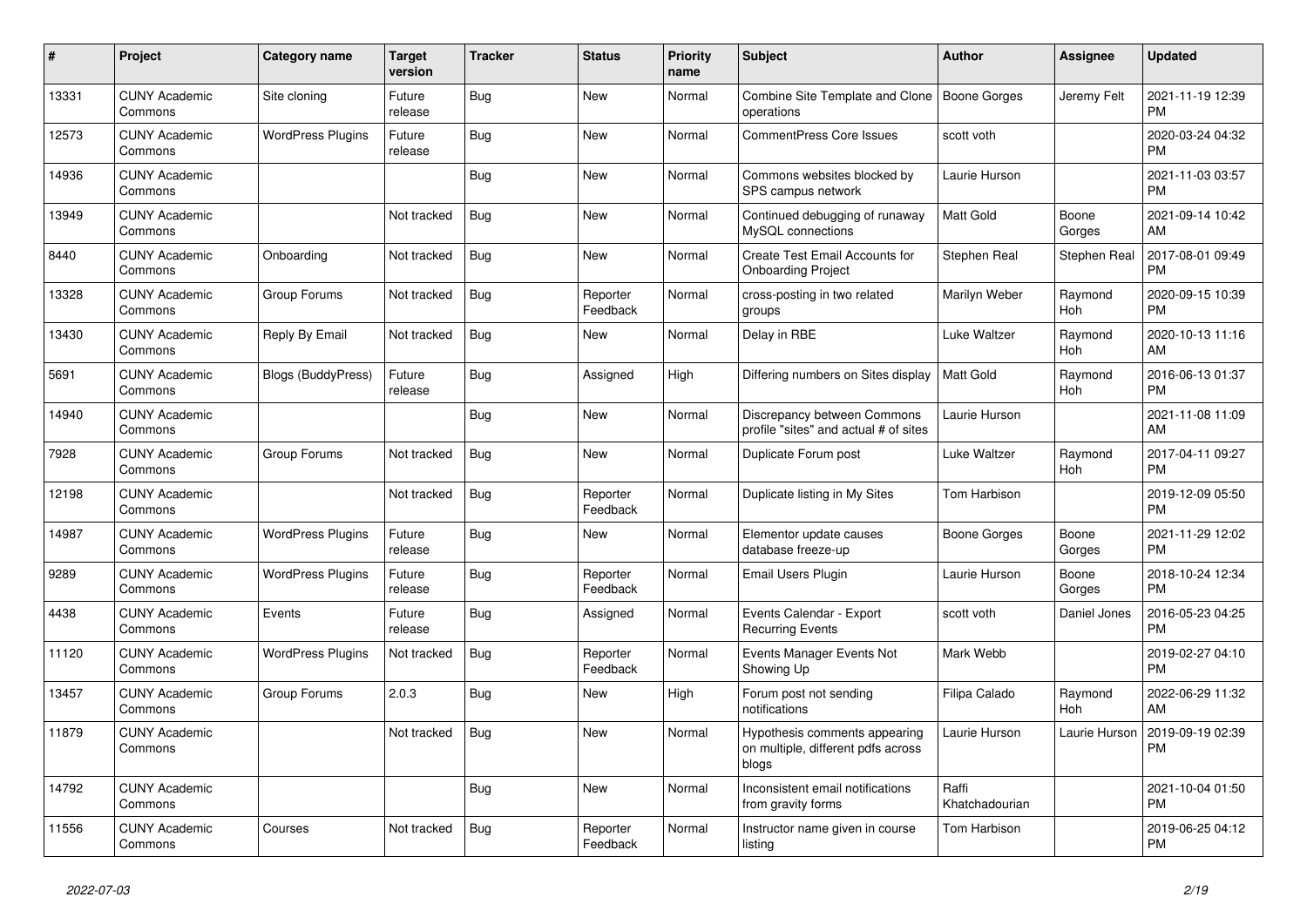| # | Project | Category name | Target version | Tracker | Status | Priority name | Subject | Author | Assignee | Updated |
|---|---|---|---|---|---|---|---|---|---|---|
| 13331 | CUNY Academic Commons | Site cloning | Future release | Bug | New | Normal | Combine Site Template and Clone operations | Boone Gorges | Jeremy Felt | 2021-11-19 12:39 PM |
| 12573 | CUNY Academic Commons | WordPress Plugins | Future release | Bug | New | Normal | CommentPress Core Issues | scott voth | | 2020-03-24 04:32 PM |
| 14936 | CUNY Academic Commons | | | Bug | New | Normal | Commons websites blocked by SPS campus network | Laurie Hurson | | 2021-11-03 03:57 PM |
| 13949 | CUNY Academic Commons | | Not tracked | Bug | New | Normal | Continued debugging of runaway MySQL connections | Matt Gold | Boone Gorges | 2021-09-14 10:42 AM |
| 8440 | CUNY Academic Commons | Onboarding | Not tracked | Bug | New | Normal | Create Test Email Accounts for Onboarding Project | Stephen Real | Stephen Real | 2017-08-01 09:49 PM |
| 13328 | CUNY Academic Commons | Group Forums | Not tracked | Bug | Reporter Feedback | Normal | cross-posting in two related groups | Marilyn Weber | Raymond Hoh | 2020-09-15 10:39 PM |
| 13430 | CUNY Academic Commons | Reply By Email | Not tracked | Bug | New | Normal | Delay in RBE | Luke Waltzer | Raymond Hoh | 2020-10-13 11:16 AM |
| 5691 | CUNY Academic Commons | Blogs (BuddyPress) | Future release | Bug | Assigned | High | Differing numbers on Sites display | Matt Gold | Raymond Hoh | 2016-06-13 01:37 PM |
| 14940 | CUNY Academic Commons | | | Bug | New | Normal | Discrepancy between Commons profile "sites" and actual # of sites | Laurie Hurson | | 2021-11-08 11:09 AM |
| 7928 | CUNY Academic Commons | Group Forums | Not tracked | Bug | New | Normal | Duplicate Forum post | Luke Waltzer | Raymond Hoh | 2017-04-11 09:27 PM |
| 12198 | CUNY Academic Commons | | Not tracked | Bug | Reporter Feedback | Normal | Duplicate listing in My Sites | Tom Harbison | | 2019-12-09 05:50 PM |
| 14987 | CUNY Academic Commons | WordPress Plugins | Future release | Bug | New | Normal | Elementor update causes database freeze-up | Boone Gorges | Boone Gorges | 2021-11-29 12:02 PM |
| 9289 | CUNY Academic Commons | WordPress Plugins | Future release | Bug | Reporter Feedback | Normal | Email Users Plugin | Laurie Hurson | Boone Gorges | 2018-10-24 12:34 PM |
| 4438 | CUNY Academic Commons | Events | Future release | Bug | Assigned | Normal | Events Calendar - Export Recurring Events | scott voth | Daniel Jones | 2016-05-23 04:25 PM |
| 11120 | CUNY Academic Commons | WordPress Plugins | Not tracked | Bug | Reporter Feedback | Normal | Events Manager Events Not Showing Up | Mark Webb | | 2019-02-27 04:10 PM |
| 13457 | CUNY Academic Commons | Group Forums | 2.0.3 | Bug | New | High | Forum post not sending notifications | Filipa Calado | Raymond Hoh | 2022-06-29 11:32 AM |
| 11879 | CUNY Academic Commons | | Not tracked | Bug | New | Normal | Hypothesis comments appearing on multiple, different pdfs across blogs | Laurie Hurson | Laurie Hurson | 2019-09-19 02:39 PM |
| 14792 | CUNY Academic Commons | | | Bug | New | Normal | Inconsistent email notifications from gravity forms | Raffi Khatchadourian | | 2021-10-04 01:50 PM |
| 11556 | CUNY Academic Commons | Courses | Not tracked | Bug | Reporter Feedback | Normal | Instructor name given in course listing | Tom Harbison | | 2019-06-25 04:12 PM |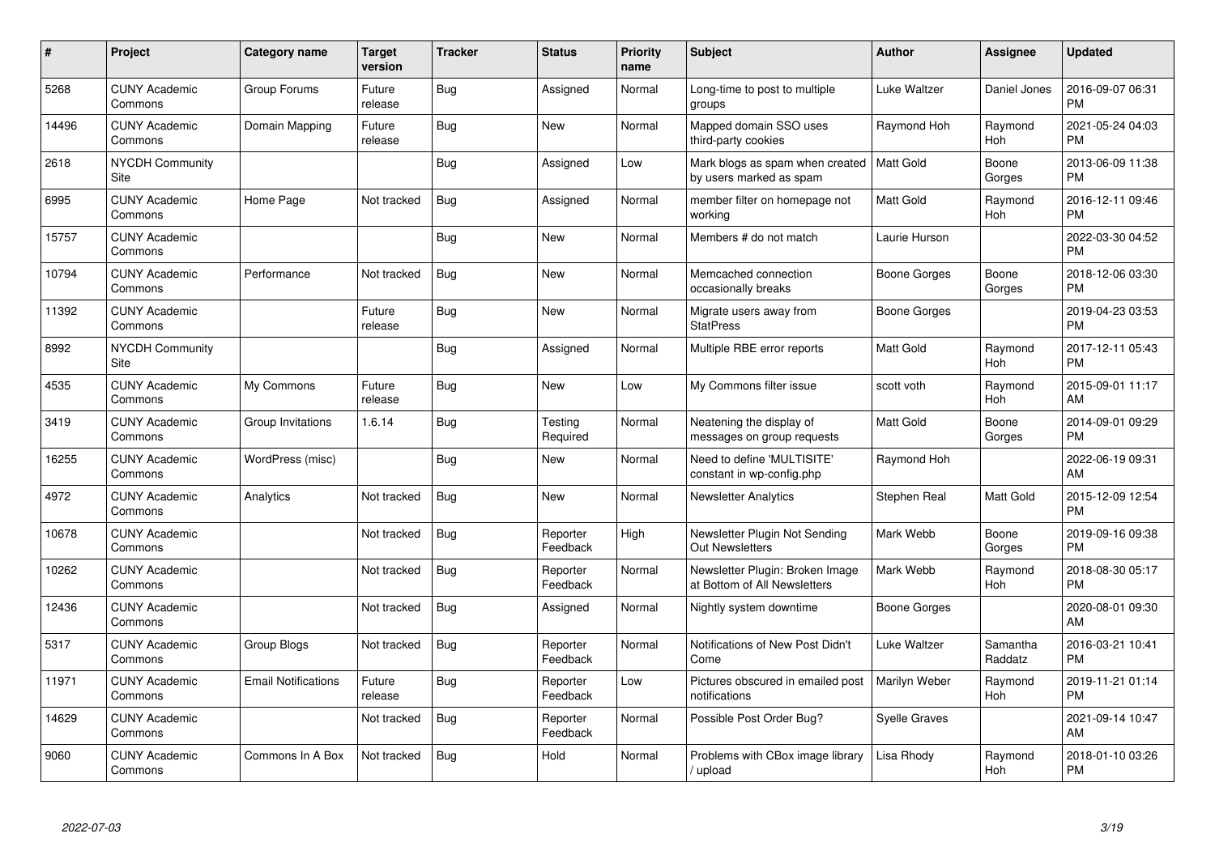| # | Project | Category name | Target version | Tracker | Status | Priority name | Subject | Author | Assignee | Updated |
|---|---|---|---|---|---|---|---|---|---|---|
| 5268 | CUNY Academic Commons | Group Forums | Future release | Bug | Assigned | Normal | Long-time to post to multiple groups | Luke Waltzer | Daniel Jones | 2016-09-07 06:31 PM |
| 14496 | CUNY Academic Commons | Domain Mapping | Future release | Bug | New | Normal | Mapped domain SSO uses third-party cookies | Raymond Hoh | Raymond Hoh | 2021-05-24 04:03 PM |
| 2618 | NYCDH Community Site | | | Bug | Assigned | Low | Mark blogs as spam when created by users marked as spam | Matt Gold | Boone Gorges | 2013-06-09 11:38 PM |
| 6995 | CUNY Academic Commons | Home Page | Not tracked | Bug | Assigned | Normal | member filter on homepage not working | Matt Gold | Raymond Hoh | 2016-12-11 09:46 PM |
| 15757 | CUNY Academic Commons | | | Bug | New | Normal | Members # do not match | Laurie Hurson | | 2022-03-30 04:52 PM |
| 10794 | CUNY Academic Commons | Performance | Not tracked | Bug | New | Normal | Memcached connection occasionally breaks | Boone Gorges | Boone Gorges | 2018-12-06 03:30 PM |
| 11392 | CUNY Academic Commons | | Future release | Bug | New | Normal | Migrate users away from StatPress | Boone Gorges | | 2019-04-23 03:53 PM |
| 8992 | NYCDH Community Site | | | Bug | Assigned | Normal | Multiple RBE error reports | Matt Gold | Raymond Hoh | 2017-12-11 05:43 PM |
| 4535 | CUNY Academic Commons | My Commons | Future release | Bug | New | Low | My Commons filter issue | scott voth | Raymond Hoh | 2015-09-01 11:17 AM |
| 3419 | CUNY Academic Commons | Group Invitations | 1.6.14 | Bug | Testing Required | Normal | Neatening the display of messages on group requests | Matt Gold | Boone Gorges | 2014-09-01 09:29 PM |
| 16255 | CUNY Academic Commons | WordPress (misc) | | Bug | New | Normal | Need to define 'MULTISITE' constant in wp-config.php | Raymond Hoh | | 2022-06-19 09:31 AM |
| 4972 | CUNY Academic Commons | Analytics | Not tracked | Bug | New | Normal | Newsletter Analytics | Stephen Real | Matt Gold | 2015-12-09 12:54 PM |
| 10678 | CUNY Academic Commons | | Not tracked | Bug | Reporter Feedback | High | Newsletter Plugin Not Sending Out Newsletters | Mark Webb | Boone Gorges | 2019-09-16 09:38 PM |
| 10262 | CUNY Academic Commons | | Not tracked | Bug | Reporter Feedback | Normal | Newsletter Plugin: Broken Image at Bottom of All Newsletters | Mark Webb | Raymond Hoh | 2018-08-30 05:17 PM |
| 12436 | CUNY Academic Commons | | Not tracked | Bug | Assigned | Normal | Nightly system downtime | Boone Gorges | | 2020-08-01 09:30 AM |
| 5317 | CUNY Academic Commons | Group Blogs | Not tracked | Bug | Reporter Feedback | Normal | Notifications of New Post Didn't Come | Luke Waltzer | Samantha Raddatz | 2016-03-21 10:41 PM |
| 11971 | CUNY Academic Commons | Email Notifications | Future release | Bug | Reporter Feedback | Low | Pictures obscured in emailed post notifications | Marilyn Weber | Raymond Hoh | 2019-11-21 01:14 PM |
| 14629 | CUNY Academic Commons | | Not tracked | Bug | Reporter Feedback | Normal | Possible Post Order Bug? | Syelle Graves | | 2021-09-14 10:47 AM |
| 9060 | CUNY Academic Commons | Commons In A Box | Not tracked | Bug | Hold | Normal | Problems with CBox image library / upload | Lisa Rhody | Raymond Hoh | 2018-01-10 03:26 PM |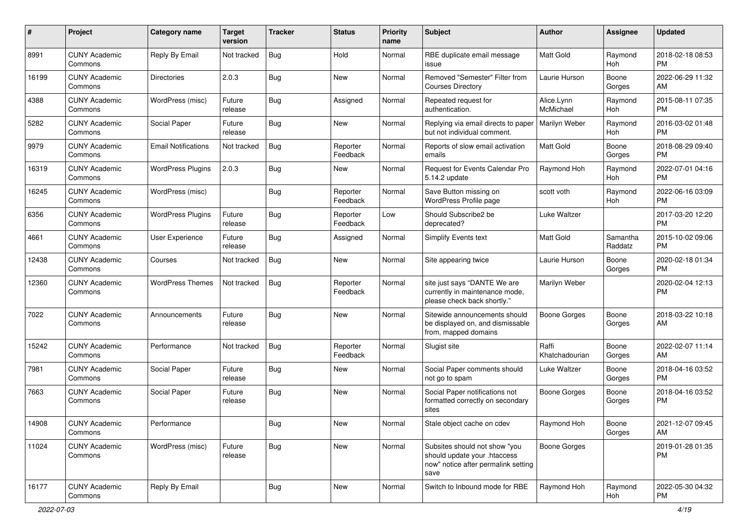| # | Project | Category name | Target version | Tracker | Status | Priority name | Subject | Author | Assignee | Updated |
|---|---|---|---|---|---|---|---|---|---|---|
| 8991 | CUNY Academic Commons | Reply By Email | Not tracked | Bug | Hold | Normal | RBE duplicate email message issue | Matt Gold | Raymond Hoh | 2018-02-18 08:53 PM |
| 16199 | CUNY Academic Commons | Directories | 2.0.3 | Bug | New | Normal | Removed "Semester" Filter from Courses Directory | Laurie Hurson | Boone Gorges | 2022-06-29 11:32 AM |
| 4388 | CUNY Academic Commons | WordPress (misc) | Future release | Bug | Assigned | Normal | Repeated request for authentication. | Alice.Lynn McMichael | Raymond Hoh | 2015-08-11 07:35 PM |
| 5282 | CUNY Academic Commons | Social Paper | Future release | Bug | New | Normal | Replying via email directs to paper but not individual comment. | Marilyn Weber | Raymond Hoh | 2016-03-02 01:48 PM |
| 9979 | CUNY Academic Commons | Email Notifications | Not tracked | Bug | Reporter Feedback | Normal | Reports of slow email activation emails | Matt Gold | Boone Gorges | 2018-08-29 09:40 PM |
| 16319 | CUNY Academic Commons | WordPress Plugins | 2.0.3 | Bug | New | Normal | Request for Events Calendar Pro 5.14.2 update | Raymond Hoh | Raymond Hoh | 2022-07-01 04:16 PM |
| 16245 | CUNY Academic Commons | WordPress (misc) | | Bug | Reporter Feedback | Normal | Save Button missing on WordPress Profile page | scott voth | Raymond Hoh | 2022-06-16 03:09 PM |
| 6356 | CUNY Academic Commons | WordPress Plugins | Future release | Bug | Reporter Feedback | Low | Should Subscribe2 be deprecated? | Luke Waltzer | | 2017-03-20 12:20 PM |
| 4661 | CUNY Academic Commons | User Experience | Future release | Bug | Assigned | Normal | Simplify Events text | Matt Gold | Samantha Raddatz | 2015-10-02 09:06 PM |
| 12438 | CUNY Academic Commons | Courses | Not tracked | Bug | New | Normal | Site appearing twice | Laurie Hurson | Boone Gorges | 2020-02-18 01:34 PM |
| 12360 | CUNY Academic Commons | WordPress Themes | Not tracked | Bug | Reporter Feedback | Normal | site just says "DANTE We are currently in maintenance mode, please check back shortly." | Marilyn Weber | | 2020-02-04 12:13 PM |
| 7022 | CUNY Academic Commons | Announcements | Future release | Bug | New | Normal | Sitewide announcements should be displayed on, and dismissable from, mapped domains | Boone Gorges | Boone Gorges | 2018-03-22 10:18 AM |
| 15242 | CUNY Academic Commons | Performance | Not tracked | Bug | Reporter Feedback | Normal | Slugist site | Raffi Khatchadourian | Boone Gorges | 2022-02-07 11:14 AM |
| 7981 | CUNY Academic Commons | Social Paper | Future release | Bug | New | Normal | Social Paper comments should not go to spam | Luke Waltzer | Boone Gorges | 2018-04-16 03:52 PM |
| 7663 | CUNY Academic Commons | Social Paper | Future release | Bug | New | Normal | Social Paper notifications not formatted correctly on secondary sites | Boone Gorges | Boone Gorges | 2018-04-16 03:52 PM |
| 14908 | CUNY Academic Commons | Performance | | Bug | New | Normal | Stale object cache on cdev | Raymond Hoh | Boone Gorges | 2021-12-07 09:45 AM |
| 11024 | CUNY Academic Commons | WordPress (misc) | Future release | Bug | New | Normal | Subsites should not show "you should update your .htaccess now" notice after permalink setting save | Boone Gorges | | 2019-01-28 01:35 PM |
| 16177 | CUNY Academic Commons | Reply By Email | | Bug | New | Normal | Switch to Inbound mode for RBE | Raymond Hoh | Raymond Hoh | 2022-05-30 04:32 PM |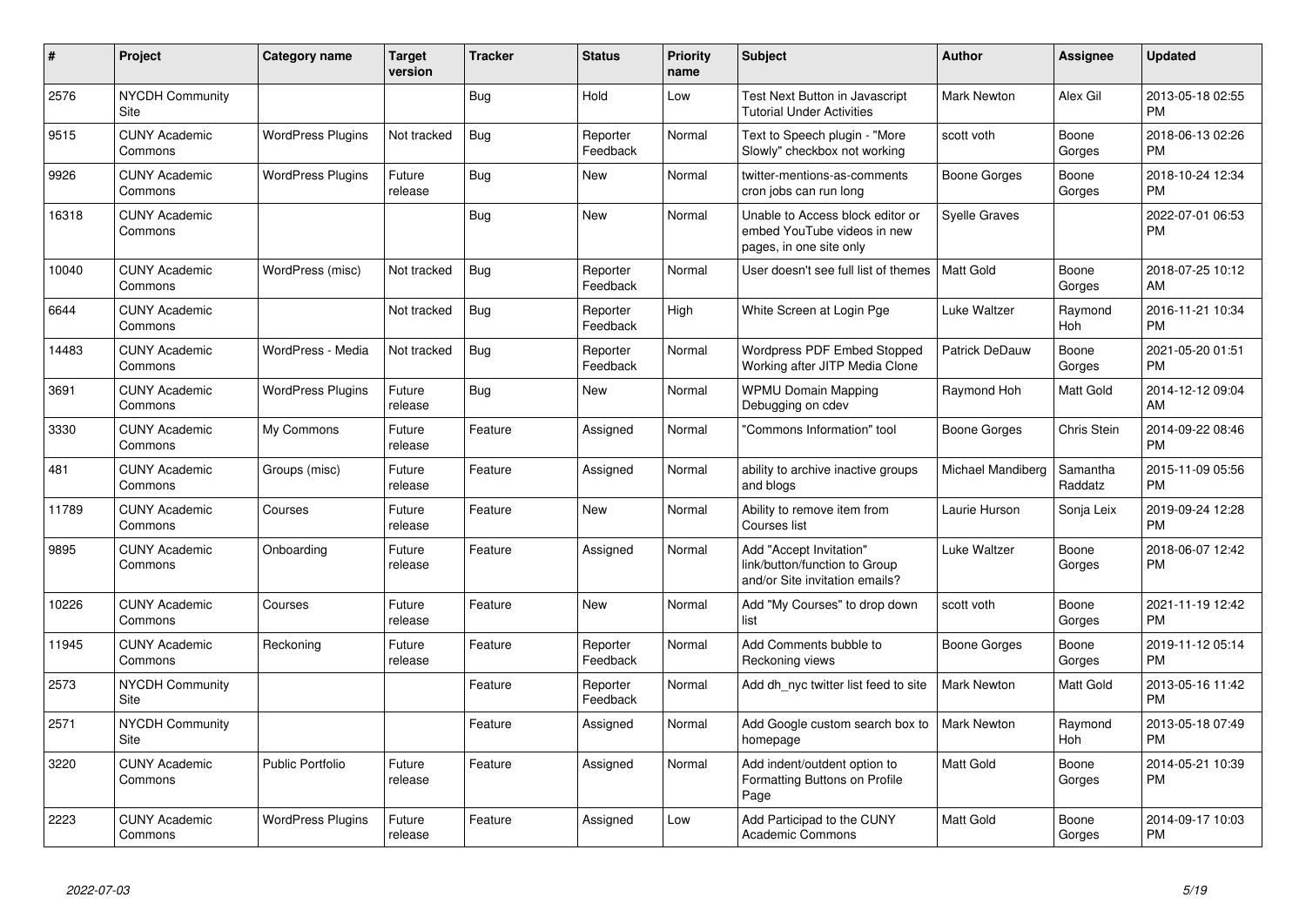| # | Project | Category name | Target version | Tracker | Status | Priority name | Subject | Author | Assignee | Updated |
|---|---|---|---|---|---|---|---|---|---|---|
| 2576 | NYCDH Community Site | | | Bug | Hold | Low | Test Next Button in Javascript Tutorial Under Activities | Mark Newton | Alex Gil | 2013-05-18 02:55 PM |
| 9515 | CUNY Academic Commons | WordPress Plugins | Not tracked | Bug | Reporter Feedback | Normal | Text to Speech plugin - "More Slowly" checkbox not working | scott voth | Boone Gorges | 2018-06-13 02:26 PM |
| 9926 | CUNY Academic Commons | WordPress Plugins | Future release | Bug | New | Normal | twitter-mentions-as-comments cron jobs can run long | Boone Gorges | Boone Gorges | 2018-10-24 12:34 PM |
| 16318 | CUNY Academic Commons | | | Bug | New | Normal | Unable to Access block editor or embed YouTube videos in new pages, in one site only | Syelle Graves | | 2022-07-01 06:53 PM |
| 10040 | CUNY Academic Commons | WordPress (misc) | Not tracked | Bug | Reporter Feedback | Normal | User doesn't see full list of themes | Matt Gold | Boone Gorges | 2018-07-25 10:12 AM |
| 6644 | CUNY Academic Commons | | Not tracked | Bug | Reporter Feedback | High | White Screen at Login Pge | Luke Waltzer | Raymond Hoh | 2016-11-21 10:34 PM |
| 14483 | CUNY Academic Commons | WordPress - Media | Not tracked | Bug | Reporter Feedback | Normal | Wordpress PDF Embed Stopped Working after JITP Media Clone | Patrick DeDauw | Boone Gorges | 2021-05-20 01:51 PM |
| 3691 | CUNY Academic Commons | WordPress Plugins | Future release | Bug | New | Normal | WPMU Domain Mapping Debugging on cdev | Raymond Hoh | Matt Gold | 2014-12-12 09:04 AM |
| 3330 | CUNY Academic Commons | My Commons | Future release | Feature | Assigned | Normal | "Commons Information" tool | Boone Gorges | Chris Stein | 2014-09-22 08:46 PM |
| 481 | CUNY Academic Commons | Groups (misc) | Future release | Feature | Assigned | Normal | ability to archive inactive groups and blogs | Michael Mandiberg | Samantha Raddatz | 2015-11-09 05:56 PM |
| 11789 | CUNY Academic Commons | Courses | Future release | Feature | New | Normal | Ability to remove item from Courses list | Laurie Hurson | Sonja Leix | 2019-09-24 12:28 PM |
| 9895 | CUNY Academic Commons | Onboarding | Future release | Feature | Assigned | Normal | Add "Accept Invitation" link/button/function to Group and/or Site invitation emails? | Luke Waltzer | Boone Gorges | 2018-06-07 12:42 PM |
| 10226 | CUNY Academic Commons | Courses | Future release | Feature | New | Normal | Add "My Courses" to drop down list | scott voth | Boone Gorges | 2021-11-19 12:42 PM |
| 11945 | CUNY Academic Commons | Reckoning | Future release | Feature | Reporter Feedback | Normal | Add Comments bubble to Reckoning views | Boone Gorges | Boone Gorges | 2019-11-12 05:14 PM |
| 2573 | NYCDH Community Site | | | Feature | Reporter Feedback | Normal | Add dh_nyc twitter list feed to site | Mark Newton | Matt Gold | 2013-05-16 11:42 PM |
| 2571 | NYCDH Community Site | | | Feature | Assigned | Normal | Add Google custom search box to homepage | Mark Newton | Raymond Hoh | 2013-05-18 07:49 PM |
| 3220 | CUNY Academic Commons | Public Portfolio | Future release | Feature | Assigned | Normal | Add indent/outdent option to Formatting Buttons on Profile Page | Matt Gold | Boone Gorges | 2014-05-21 10:39 PM |
| 2223 | CUNY Academic Commons | WordPress Plugins | Future release | Feature | Assigned | Low | Add Participad to the CUNY Academic Commons | Matt Gold | Boone Gorges | 2014-09-17 10:03 PM |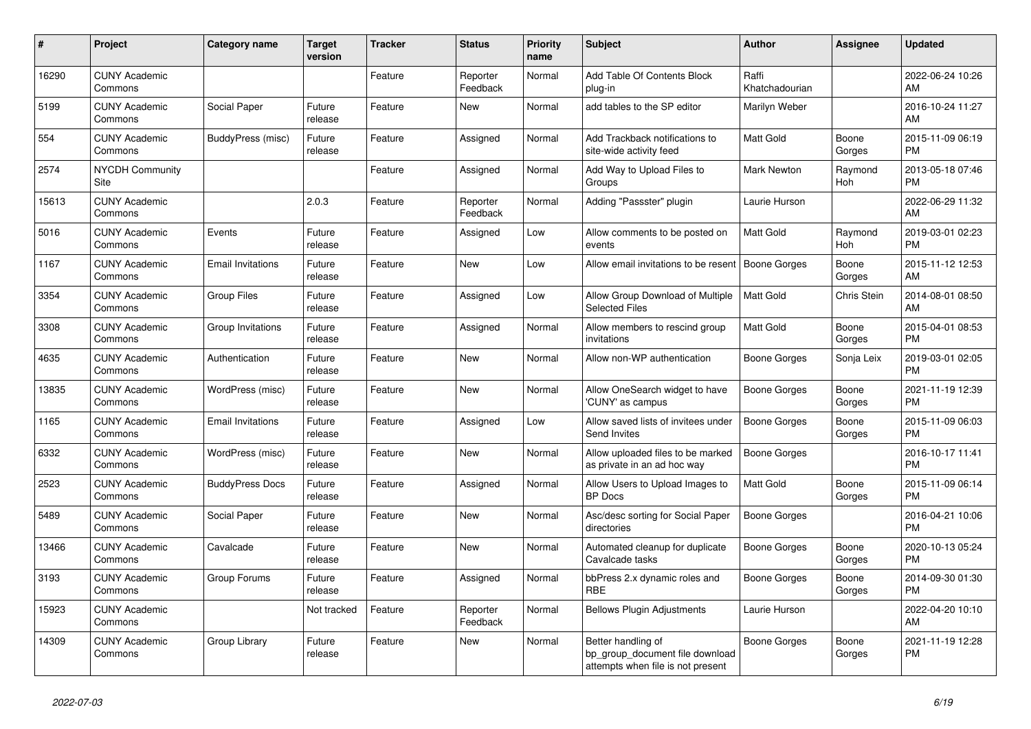| # | Project | Category name | Target version | Tracker | Status | Priority name | Subject | Author | Assignee | Updated |
|---|---|---|---|---|---|---|---|---|---|---|
| 16290 | CUNY Academic Commons | | | Feature | Reporter Feedback | Normal | Add Table Of Contents Block plug-in | Raffi Khatchadourian | | 2022-06-24 10:26 AM |
| 5199 | CUNY Academic Commons | Social Paper | Future release | Feature | New | Normal | add tables to the SP editor | Marilyn Weber | | 2016-10-24 11:27 AM |
| 554 | CUNY Academic Commons | BuddyPress (misc) | Future release | Feature | Assigned | Normal | Add Trackback notifications to site-wide activity feed | Matt Gold | Boone Gorges | 2015-11-09 06:19 PM |
| 2574 | NYCDH Community Site | | | Feature | Assigned | Normal | Add Way to Upload Files to Groups | Mark Newton | Raymond Hoh | 2013-05-18 07:46 PM |
| 15613 | CUNY Academic Commons | | 2.0.3 | Feature | Reporter Feedback | Normal | Adding "Passster" plugin | Laurie Hurson | | 2022-06-29 11:32 AM |
| 5016 | CUNY Academic Commons | Events | Future release | Feature | Assigned | Low | Allow comments to be posted on events | Matt Gold | Raymond Hoh | 2019-03-01 02:23 PM |
| 1167 | CUNY Academic Commons | Email Invitations | Future release | Feature | New | Low | Allow email invitations to be resent | Boone Gorges | Boone Gorges | 2015-11-12 12:53 AM |
| 3354 | CUNY Academic Commons | Group Files | Future release | Feature | Assigned | Low | Allow Group Download of Multiple Selected Files | Matt Gold | Chris Stein | 2014-08-01 08:50 AM |
| 3308 | CUNY Academic Commons | Group Invitations | Future release | Feature | Assigned | Normal | Allow members to rescind group invitations | Matt Gold | Boone Gorges | 2015-04-01 08:53 PM |
| 4635 | CUNY Academic Commons | Authentication | Future release | Feature | New | Normal | Allow non-WP authentication | Boone Gorges | Sonja Leix | 2019-03-01 02:05 PM |
| 13835 | CUNY Academic Commons | WordPress (misc) | Future release | Feature | New | Normal | Allow OneSearch widget to have 'CUNY' as campus | Boone Gorges | Boone Gorges | 2021-11-19 12:39 PM |
| 1165 | CUNY Academic Commons | Email Invitations | Future release | Feature | Assigned | Low | Allow saved lists of invitees under Send Invites | Boone Gorges | Boone Gorges | 2015-11-09 06:03 PM |
| 6332 | CUNY Academic Commons | WordPress (misc) | Future release | Feature | New | Normal | Allow uploaded files to be marked as private in an ad hoc way | Boone Gorges | | 2016-10-17 11:41 PM |
| 2523 | CUNY Academic Commons | BuddyPress Docs | Future release | Feature | Assigned | Normal | Allow Users to Upload Images to BP Docs | Matt Gold | Boone Gorges | 2015-11-09 06:14 PM |
| 5489 | CUNY Academic Commons | Social Paper | Future release | Feature | New | Normal | Asc/desc sorting for Social Paper directories | Boone Gorges | | 2016-04-21 10:06 PM |
| 13466 | CUNY Academic Commons | Cavalcade | Future release | Feature | New | Normal | Automated cleanup for duplicate Cavalcade tasks | Boone Gorges | Boone Gorges | 2020-10-13 05:24 PM |
| 3193 | CUNY Academic Commons | Group Forums | Future release | Feature | Assigned | Normal | bbPress 2.x dynamic roles and RBE | Boone Gorges | Boone Gorges | 2014-09-30 01:30 PM |
| 15923 | CUNY Academic Commons | | Not tracked | Feature | Reporter Feedback | Normal | Bellows Plugin Adjustments | Laurie Hurson | | 2022-04-20 10:10 AM |
| 14309 | CUNY Academic Commons | Group Library | Future release | Feature | New | Normal | Better handling of bp_group_document file download attempts when file is not present | Boone Gorges | Boone Gorges | 2021-11-19 12:28 PM |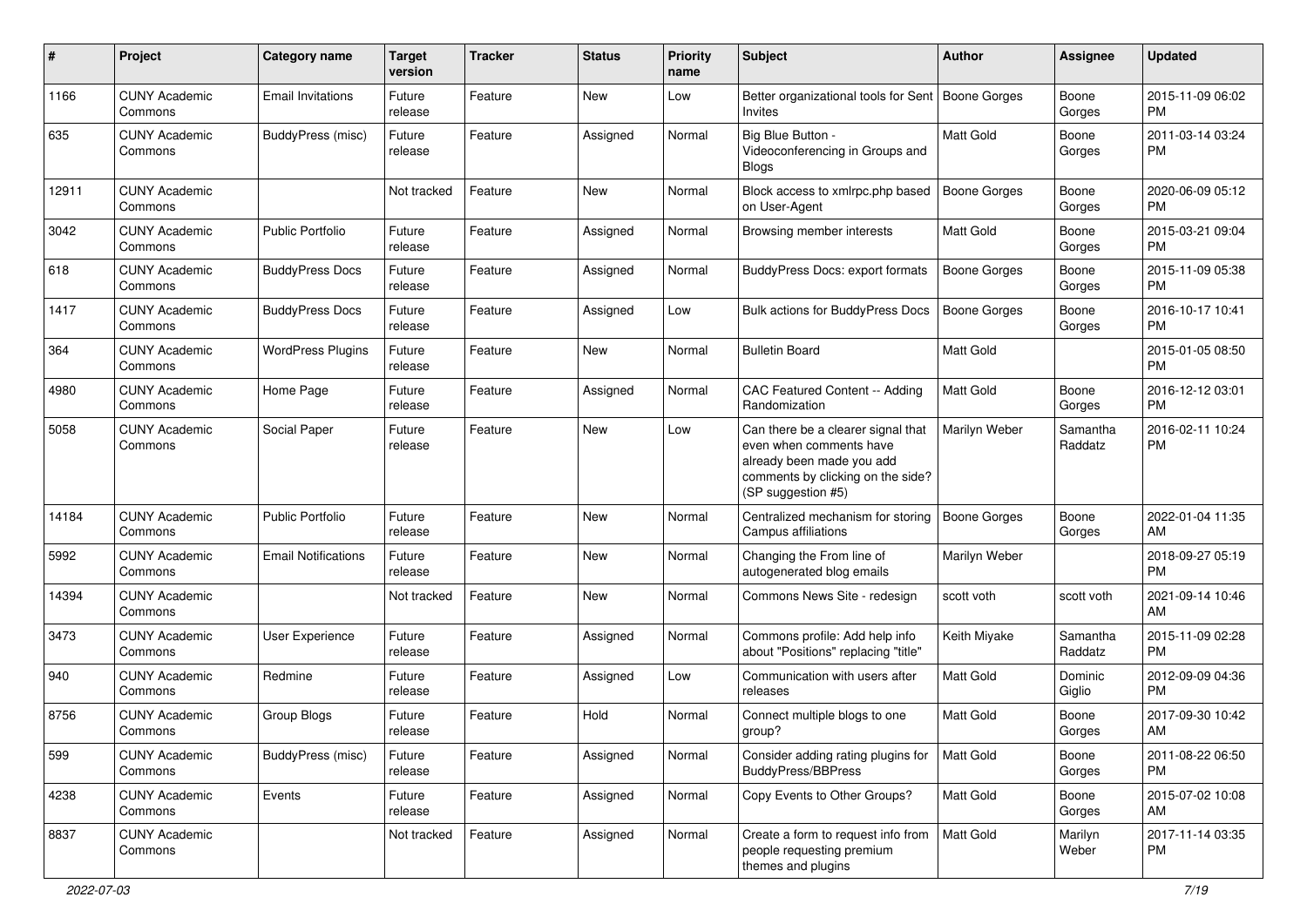| # | Project | Category name | Target version | Tracker | Status | Priority name | Subject | Author | Assignee | Updated |
|---|---|---|---|---|---|---|---|---|---|---|
| 1166 | CUNY Academic Commons | Email Invitations | Future release | Feature | New | Low | Better organizational tools for Sent Invites | Boone Gorges | Boone Gorges | 2015-11-09 06:02 PM |
| 635 | CUNY Academic Commons | BuddyPress (misc) | Future release | Feature | Assigned | Normal | Big Blue Button - Videoconferencing in Groups and Blogs | Matt Gold | Boone Gorges | 2011-03-14 03:24 PM |
| 12911 | CUNY Academic Commons | | Not tracked | Feature | New | Normal | Block access to xmlrpc.php based on User-Agent | Boone Gorges | Boone Gorges | 2020-06-09 05:12 PM |
| 3042 | CUNY Academic Commons | Public Portfolio | Future release | Feature | Assigned | Normal | Browsing member interests | Matt Gold | Boone Gorges | 2015-03-21 09:04 PM |
| 618 | CUNY Academic Commons | BuddyPress Docs | Future release | Feature | Assigned | Normal | BuddyPress Docs: export formats | Boone Gorges | Boone Gorges | 2015-11-09 05:38 PM |
| 1417 | CUNY Academic Commons | BuddyPress Docs | Future release | Feature | Assigned | Low | Bulk actions for BuddyPress Docs | Boone Gorges | Boone Gorges | 2016-10-17 10:41 PM |
| 364 | CUNY Academic Commons | WordPress Plugins | Future release | Feature | New | Normal | Bulletin Board | Matt Gold | | 2015-01-05 08:50 PM |
| 4980 | CUNY Academic Commons | Home Page | Future release | Feature | Assigned | Normal | CAC Featured Content -- Adding Randomization | Matt Gold | Boone Gorges | 2016-12-12 03:01 PM |
| 5058 | CUNY Academic Commons | Social Paper | Future release | Feature | New | Low | Can there be a clearer signal that even when comments have already been made you add comments by clicking on the side? (SP suggestion #5) | Marilyn Weber | Samantha Raddatz | 2016-02-11 10:24 PM |
| 14184 | CUNY Academic Commons | Public Portfolio | Future release | Feature | New | Normal | Centralized mechanism for storing Campus affiliations | Boone Gorges | Boone Gorges | 2022-01-04 11:35 AM |
| 5992 | CUNY Academic Commons | Email Notifications | Future release | Feature | New | Normal | Changing the From line of autogenerated blog emails | Marilyn Weber | | 2018-09-27 05:19 PM |
| 14394 | CUNY Academic Commons | | Not tracked | Feature | New | Normal | Commons News Site - redesign | scott voth | scott voth | 2021-09-14 10:46 AM |
| 3473 | CUNY Academic Commons | User Experience | Future release | Feature | Assigned | Normal | Commons profile: Add help info about "Positions" replacing "title" | Keith Miyake | Samantha Raddatz | 2015-11-09 02:28 PM |
| 940 | CUNY Academic Commons | Redmine | Future release | Feature | Assigned | Low | Communication with users after releases | Matt Gold | Dominic Giglio | 2012-09-09 04:36 PM |
| 8756 | CUNY Academic Commons | Group Blogs | Future release | Feature | Hold | Normal | Connect multiple blogs to one group? | Matt Gold | Boone Gorges | 2017-09-30 10:42 AM |
| 599 | CUNY Academic Commons | BuddyPress (misc) | Future release | Feature | Assigned | Normal | Consider adding rating plugins for BuddyPress/BBPress | Matt Gold | Boone Gorges | 2011-08-22 06:50 PM |
| 4238 | CUNY Academic Commons | Events | Future release | Feature | Assigned | Normal | Copy Events to Other Groups? | Matt Gold | Boone Gorges | 2015-07-02 10:08 AM |
| 8837 | CUNY Academic Commons | | Not tracked | Feature | Assigned | Normal | Create a form to request info from people requesting premium themes and plugins | Matt Gold | Marilyn Weber | 2017-11-14 03:35 PM |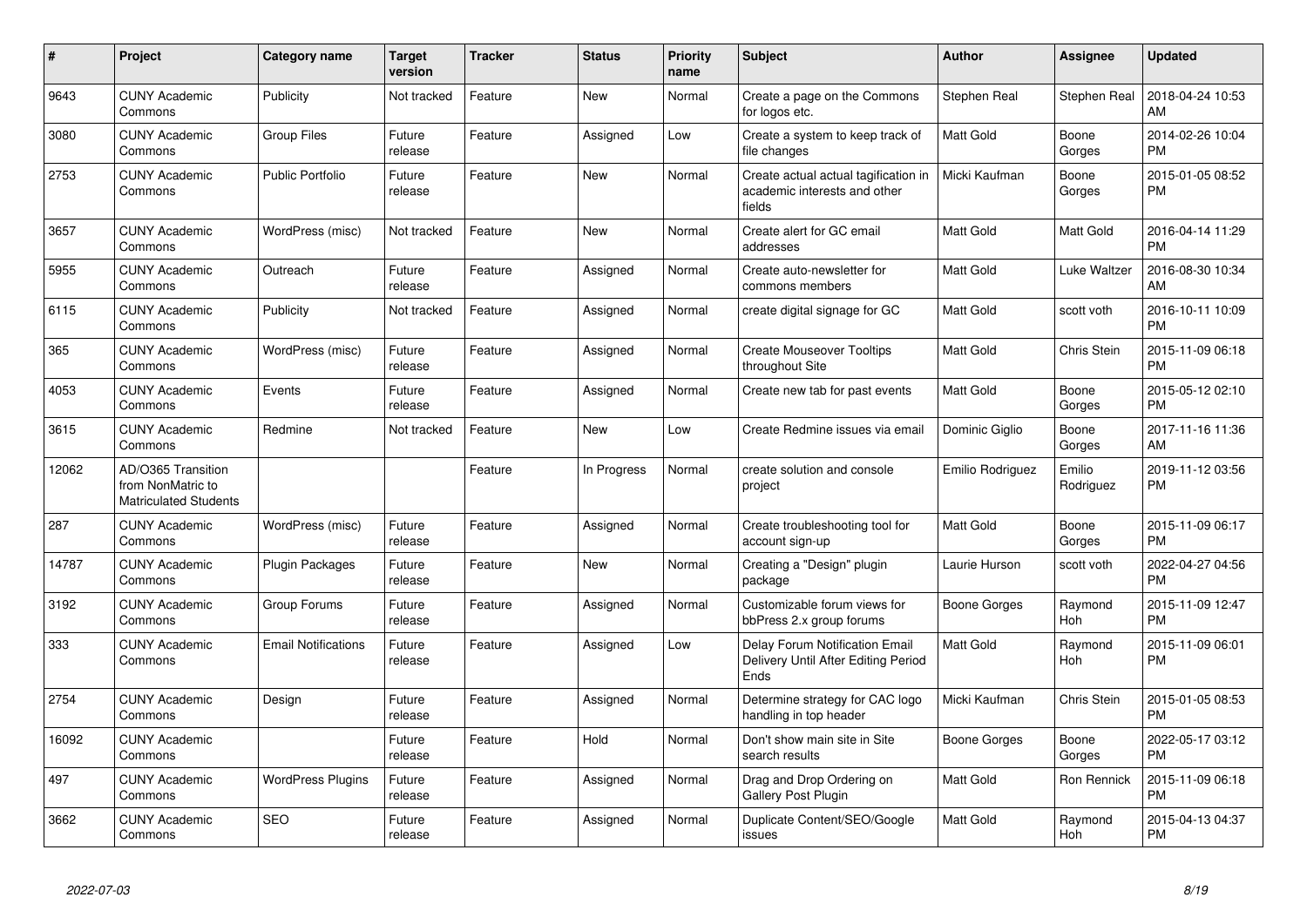| # | Project | Category name | Target version | Tracker | Status | Priority name | Subject | Author | Assignee | Updated |
|---|---|---|---|---|---|---|---|---|---|---|
| 9643 | CUNY Academic Commons | Publicity | Not tracked | Feature | New | Normal | Create a page on the Commons for logos etc. | Stephen Real | Stephen Real | 2018-04-24 10:53 AM |
| 3080 | CUNY Academic Commons | Group Files | Future release | Feature | Assigned | Low | Create a system to keep track of file changes | Matt Gold | Boone Gorges | 2014-02-26 10:04 PM |
| 2753 | CUNY Academic Commons | Public Portfolio | Future release | Feature | New | Normal | Create actual actual tagification in academic interests and other fields | Micki Kaufman | Boone Gorges | 2015-01-05 08:52 PM |
| 3657 | CUNY Academic Commons | WordPress (misc) | Not tracked | Feature | New | Normal | Create alert for GC email addresses | Matt Gold | Matt Gold | 2016-04-14 11:29 PM |
| 5955 | CUNY Academic Commons | Outreach | Future release | Feature | Assigned | Normal | Create auto-newsletter for commons members | Matt Gold | Luke Waltzer | 2016-08-30 10:34 AM |
| 6115 | CUNY Academic Commons | Publicity | Not tracked | Feature | Assigned | Normal | create digital signage for GC | Matt Gold | scott voth | 2016-10-11 10:09 PM |
| 365 | CUNY Academic Commons | WordPress (misc) | Future release | Feature | Assigned | Normal | Create Mouseover Tooltips throughout Site | Matt Gold | Chris Stein | 2015-11-09 06:18 PM |
| 4053 | CUNY Academic Commons | Events | Future release | Feature | Assigned | Normal | Create new tab for past events | Matt Gold | Boone Gorges | 2015-05-12 02:10 PM |
| 3615 | CUNY Academic Commons | Redmine | Not tracked | Feature | New | Low | Create Redmine issues via email | Dominic Giglio | Boone Gorges | 2017-11-16 11:36 AM |
| 12062 | AD/O365 Transition from NonMatric to Matriculated Students | | | Feature | In Progress | Normal | create solution and console project | Emilio Rodriguez | Emilio Rodriguez | 2019-11-12 03:56 PM |
| 287 | CUNY Academic Commons | WordPress (misc) | Future release | Feature | Assigned | Normal | Create troubleshooting tool for account sign-up | Matt Gold | Boone Gorges | 2015-11-09 06:17 PM |
| 14787 | CUNY Academic Commons | Plugin Packages | Future release | Feature | New | Normal | Creating a "Design" plugin package | Laurie Hurson | scott voth | 2022-04-27 04:56 PM |
| 3192 | CUNY Academic Commons | Group Forums | Future release | Feature | Assigned | Normal | Customizable forum views for bbPress 2.x group forums | Boone Gorges | Raymond Hoh | 2015-11-09 12:47 PM |
| 333 | CUNY Academic Commons | Email Notifications | Future release | Feature | Assigned | Low | Delay Forum Notification Email Delivery Until After Editing Period Ends | Matt Gold | Raymond Hoh | 2015-11-09 06:01 PM |
| 2754 | CUNY Academic Commons | Design | Future release | Feature | Assigned | Normal | Determine strategy for CAC logo handling in top header | Micki Kaufman | Chris Stein | 2015-01-05 08:53 PM |
| 16092 | CUNY Academic Commons | | Future release | Feature | Hold | Normal | Don't show main site in Site search results | Boone Gorges | Boone Gorges | 2022-05-17 03:12 PM |
| 497 | CUNY Academic Commons | WordPress Plugins | Future release | Feature | Assigned | Normal | Drag and Drop Ordering on Gallery Post Plugin | Matt Gold | Ron Rennick | 2015-11-09 06:18 PM |
| 3662 | CUNY Academic Commons | SEO | Future release | Feature | Assigned | Normal | Duplicate Content/SEO/Google issues | Matt Gold | Raymond Hoh | 2015-04-13 04:37 PM |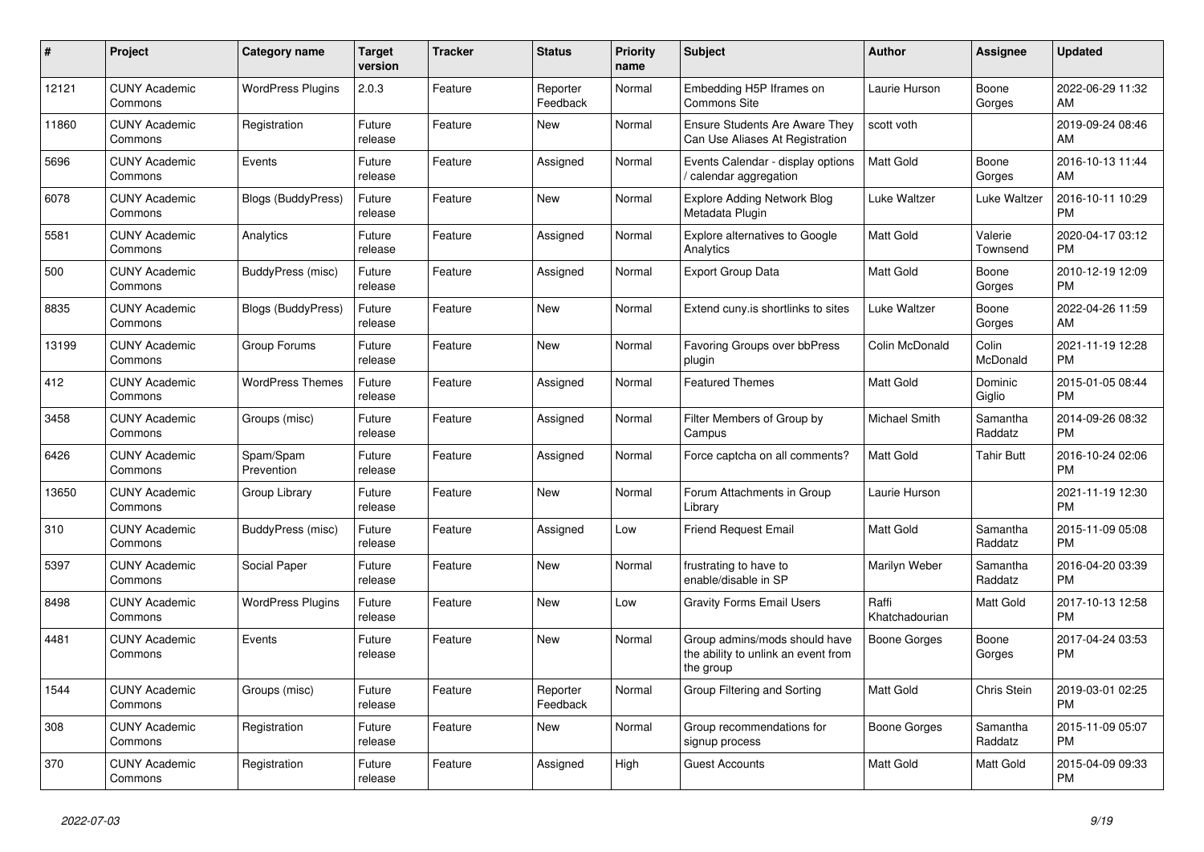| # | Project | Category name | Target version | Tracker | Status | Priority name | Subject | Author | Assignee | Updated |
|---|---|---|---|---|---|---|---|---|---|---|
| 12121 | CUNY Academic Commons | WordPress Plugins | 2.0.3 | Feature | Reporter Feedback | Normal | Embedding H5P Iframes on Commons Site | Laurie Hurson | Boone Gorges | 2022-06-29 11:32 AM |
| 11860 | CUNY Academic Commons | Registration | Future release | Feature | New | Normal | Ensure Students Are Aware They Can Use Aliases At Registration | scott voth | | 2019-09-24 08:46 AM |
| 5696 | CUNY Academic Commons | Events | Future release | Feature | Assigned | Normal | Events Calendar - display options / calendar aggregation | Matt Gold | Boone Gorges | 2016-10-13 11:44 AM |
| 6078 | CUNY Academic Commons | Blogs (BuddyPress) | Future release | Feature | New | Normal | Explore Adding Network Blog Metadata Plugin | Luke Waltzer | Luke Waltzer | 2016-10-11 10:29 PM |
| 5581 | CUNY Academic Commons | Analytics | Future release | Feature | Assigned | Normal | Explore alternatives to Google Analytics | Matt Gold | Valerie Townsend | 2020-04-17 03:12 PM |
| 500 | CUNY Academic Commons | BuddyPress (misc) | Future release | Feature | Assigned | Normal | Export Group Data | Matt Gold | Boone Gorges | 2010-12-19 12:09 PM |
| 8835 | CUNY Academic Commons | Blogs (BuddyPress) | Future release | Feature | New | Normal | Extend cuny.is shortlinks to sites | Luke Waltzer | Boone Gorges | 2022-04-26 11:59 AM |
| 13199 | CUNY Academic Commons | Group Forums | Future release | Feature | New | Normal | Favoring Groups over bbPress plugin | Colin McDonald | Colin McDonald | 2021-11-19 12:28 PM |
| 412 | CUNY Academic Commons | WordPress Themes | Future release | Feature | Assigned | Normal | Featured Themes | Matt Gold | Dominic Giglio | 2015-01-05 08:44 PM |
| 3458 | CUNY Academic Commons | Groups (misc) | Future release | Feature | Assigned | Normal | Filter Members of Group by Campus | Michael Smith | Samantha Raddatz | 2014-09-26 08:32 PM |
| 6426 | CUNY Academic Commons | Spam/Spam Prevention | Future release | Feature | Assigned | Normal | Force captcha on all comments? | Matt Gold | Tahir Butt | 2016-10-24 02:06 PM |
| 13650 | CUNY Academic Commons | Group Library | Future release | Feature | New | Normal | Forum Attachments in Group Library | Laurie Hurson | | 2021-11-19 12:30 PM |
| 310 | CUNY Academic Commons | BuddyPress (misc) | Future release | Feature | Assigned | Low | Friend Request Email | Matt Gold | Samantha Raddatz | 2015-11-09 05:08 PM |
| 5397 | CUNY Academic Commons | Social Paper | Future release | Feature | New | Normal | frustrating to have to enable/disable in SP | Marilyn Weber | Samantha Raddatz | 2016-04-20 03:39 PM |
| 8498 | CUNY Academic Commons | WordPress Plugins | Future release | Feature | New | Low | Gravity Forms Email Users | Raffi Khatchadourian | Matt Gold | 2017-10-13 12:58 PM |
| 4481 | CUNY Academic Commons | Events | Future release | Feature | New | Normal | Group admins/mods should have the ability to unlink an event from the group | Boone Gorges | Boone Gorges | 2017-04-24 03:53 PM |
| 1544 | CUNY Academic Commons | Groups (misc) | Future release | Feature | Reporter Feedback | Normal | Group Filtering and Sorting | Matt Gold | Chris Stein | 2019-03-01 02:25 PM |
| 308 | CUNY Academic Commons | Registration | Future release | Feature | New | Normal | Group recommendations for signup process | Boone Gorges | Samantha Raddatz | 2015-11-09 05:07 PM |
| 370 | CUNY Academic Commons | Registration | Future release | Feature | Assigned | High | Guest Accounts | Matt Gold | Matt Gold | 2015-04-09 09:33 PM |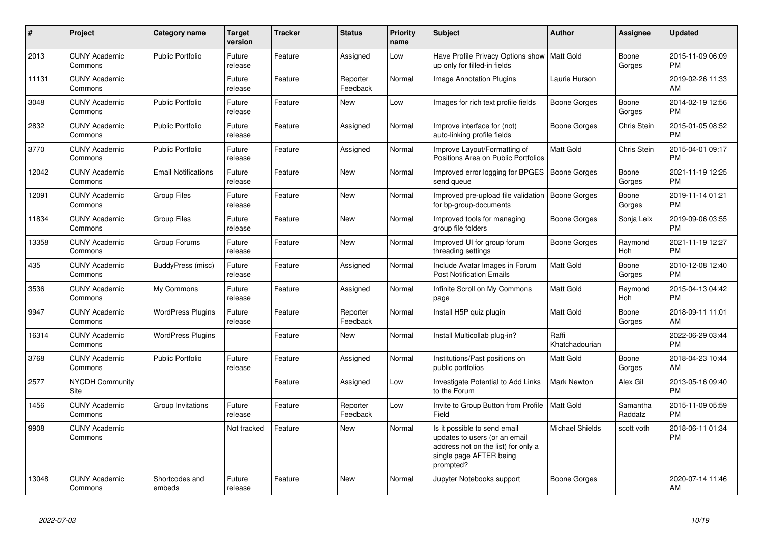| # | Project | Category name | Target version | Tracker | Status | Priority name | Subject | Author | Assignee | Updated |
|---|---|---|---|---|---|---|---|---|---|---|
| 2013 | CUNY Academic Commons | Public Portfolio | Future release | Feature | Assigned | Low | Have Profile Privacy Options show up only for filled-in fields | Matt Gold | Boone Gorges | 2015-11-09 06:09 PM |
| 11131 | CUNY Academic Commons | | Future release | Feature | Reporter Feedback | Normal | Image Annotation Plugins | Laurie Hurson | | 2019-02-26 11:33 AM |
| 3048 | CUNY Academic Commons | Public Portfolio | Future release | Feature | New | Low | Images for rich text profile fields | Boone Gorges | Boone Gorges | 2014-02-19 12:56 PM |
| 2832 | CUNY Academic Commons | Public Portfolio | Future release | Feature | Assigned | Normal | Improve interface for (not) auto-linking profile fields | Boone Gorges | Chris Stein | 2015-01-05 08:52 PM |
| 3770 | CUNY Academic Commons | Public Portfolio | Future release | Feature | Assigned | Normal | Improve Layout/Formatting of Positions Area on Public Portfolios | Matt Gold | Chris Stein | 2015-04-01 09:17 PM |
| 12042 | CUNY Academic Commons | Email Notifications | Future release | Feature | New | Normal | Improved error logging for BPGES send queue | Boone Gorges | Boone Gorges | 2021-11-19 12:25 PM |
| 12091 | CUNY Academic Commons | Group Files | Future release | Feature | New | Normal | Improved pre-upload file validation for bp-group-documents | Boone Gorges | Boone Gorges | 2019-11-14 01:21 PM |
| 11834 | CUNY Academic Commons | Group Files | Future release | Feature | New | Normal | Improved tools for managing group file folders | Boone Gorges | Sonja Leix | 2019-09-06 03:55 PM |
| 13358 | CUNY Academic Commons | Group Forums | Future release | Feature | New | Normal | Improved UI for group forum threading settings | Boone Gorges | Raymond Hoh | 2021-11-19 12:27 PM |
| 435 | CUNY Academic Commons | BuddyPress (misc) | Future release | Feature | Assigned | Normal | Include Avatar Images in Forum Post Notification Emails | Matt Gold | Boone Gorges | 2010-12-08 12:40 PM |
| 3536 | CUNY Academic Commons | My Commons | Future release | Feature | Assigned | Normal | Infinite Scroll on My Commons page | Matt Gold | Raymond Hoh | 2015-04-13 04:42 PM |
| 9947 | CUNY Academic Commons | WordPress Plugins | Future release | Feature | Reporter Feedback | Normal | Install H5P quiz plugin | Matt Gold | Boone Gorges | 2018-09-11 11:01 AM |
| 16314 | CUNY Academic Commons | WordPress Plugins | | Feature | New | Normal | Install Multicollab plug-in? | Raffi Khatchadourian | | 2022-06-29 03:44 PM |
| 3768 | CUNY Academic Commons | Public Portfolio | Future release | Feature | Assigned | Normal | Institutions/Past positions on public portfolios | Matt Gold | Boone Gorges | 2018-04-23 10:44 AM |
| 2577 | NYCDH Community Site | | | Feature | Assigned | Low | Investigate Potential to Add Links to the Forum | Mark Newton | Alex Gil | 2013-05-16 09:40 PM |
| 1456 | CUNY Academic Commons | Group Invitations | Future release | Feature | Reporter Feedback | Low | Invite to Group Button from Profile Field | Matt Gold | Samantha Raddatz | 2015-11-09 05:59 PM |
| 9908 | CUNY Academic Commons | | Not tracked | Feature | New | Normal | Is it possible to send email updates to users (or an email address not on the list) for only a single page AFTER being prompted? | Michael Shields | scott voth | 2018-06-11 01:34 PM |
| 13048 | CUNY Academic Commons | Shortcodes and embeds | Future release | Feature | New | Normal | Jupyter Notebooks support | Boone Gorges | | 2020-07-14 11:46 AM |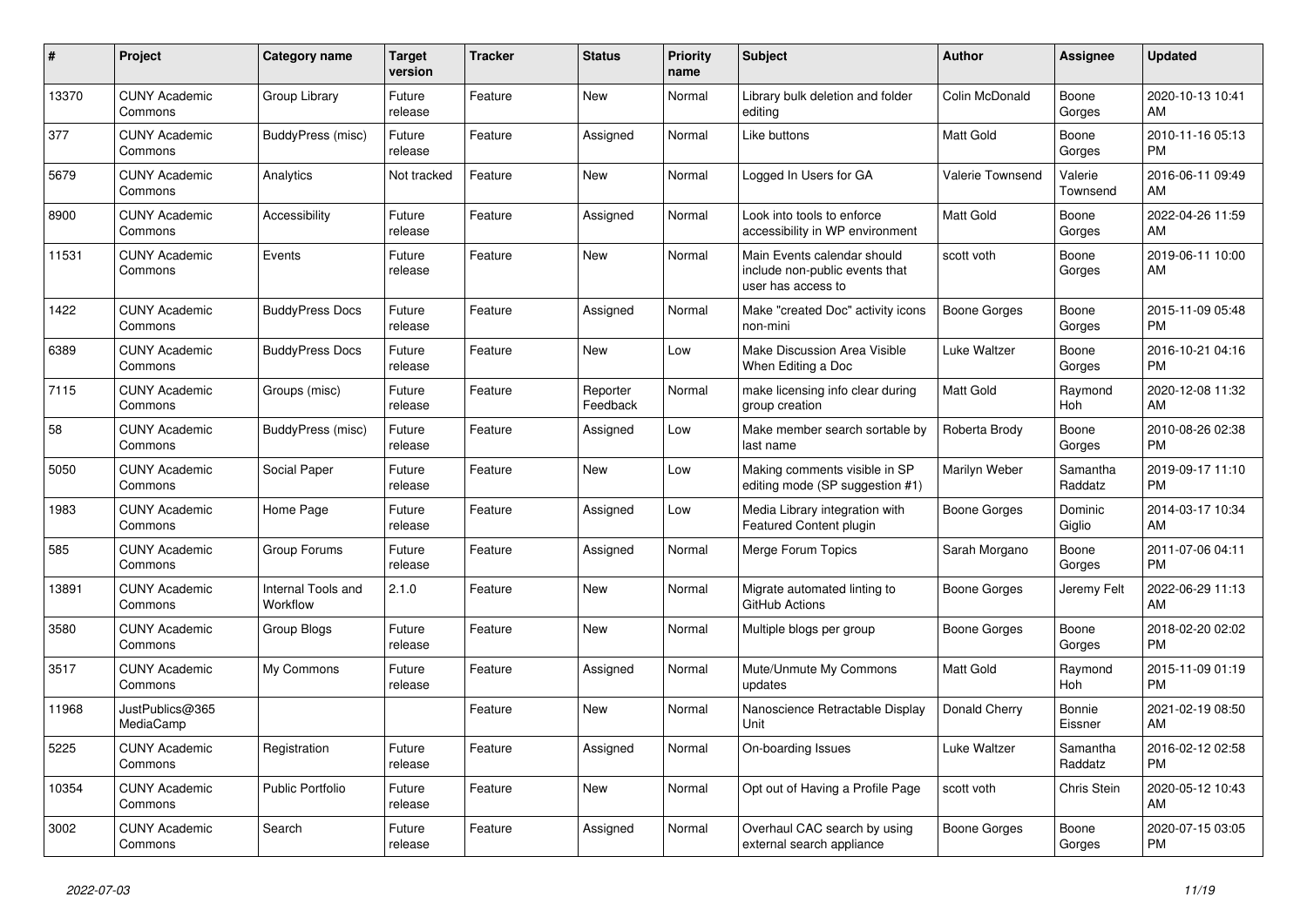| # | Project | Category name | Target version | Tracker | Status | Priority name | Subject | Author | Assignee | Updated |
|---|---|---|---|---|---|---|---|---|---|---|
| 13370 | CUNY Academic Commons | Group Library | Future release | Feature | New | Normal | Library bulk deletion and folder editing | Colin McDonald | Boone Gorges | 2020-10-13 10:41 AM |
| 377 | CUNY Academic Commons | BuddyPress (misc) | Future release | Feature | Assigned | Normal | Like buttons | Matt Gold | Boone Gorges | 2010-11-16 05:13 PM |
| 5679 | CUNY Academic Commons | Analytics | Not tracked | Feature | New | Normal | Logged In Users for GA | Valerie Townsend | Valerie Townsend | 2016-06-11 09:49 AM |
| 8900 | CUNY Academic Commons | Accessibility | Future release | Feature | Assigned | Normal | Look into tools to enforce accessibility in WP environment | Matt Gold | Boone Gorges | 2022-04-26 11:59 AM |
| 11531 | CUNY Academic Commons | Events | Future release | Feature | New | Normal | Main Events calendar should include non-public events that user has access to | scott voth | Boone Gorges | 2019-06-11 10:00 AM |
| 1422 | CUNY Academic Commons | BuddyPress Docs | Future release | Feature | Assigned | Normal | Make "created Doc" activity icons non-mini | Boone Gorges | Boone Gorges | 2015-11-09 05:48 PM |
| 6389 | CUNY Academic Commons | BuddyPress Docs | Future release | Feature | New | Low | Make Discussion Area Visible When Editing a Doc | Luke Waltzer | Boone Gorges | 2016-10-21 04:16 PM |
| 7115 | CUNY Academic Commons | Groups (misc) | Future release | Feature | Reporter Feedback | Normal | make licensing info clear during group creation | Matt Gold | Raymond Hoh | 2020-12-08 11:32 AM |
| 58 | CUNY Academic Commons | BuddyPress (misc) | Future release | Feature | Assigned | Low | Make member search sortable by last name | Roberta Brody | Boone Gorges | 2010-08-26 02:38 PM |
| 5050 | CUNY Academic Commons | Social Paper | Future release | Feature | New | Low | Making comments visible in SP editing mode (SP suggestion #1) | Marilyn Weber | Samantha Raddatz | 2019-09-17 11:10 PM |
| 1983 | CUNY Academic Commons | Home Page | Future release | Feature | Assigned | Low | Media Library integration with Featured Content plugin | Boone Gorges | Dominic Giglio | 2014-03-17 10:34 AM |
| 585 | CUNY Academic Commons | Group Forums | Future release | Feature | Assigned | Normal | Merge Forum Topics | Sarah Morgano | Boone Gorges | 2011-07-06 04:11 PM |
| 13891 | CUNY Academic Commons | Internal Tools and Workflow | 2.1.0 | Feature | New | Normal | Migrate automated linting to GitHub Actions | Boone Gorges | Jeremy Felt | 2022-06-29 11:13 AM |
| 3580 | CUNY Academic Commons | Group Blogs | Future release | Feature | New | Normal | Multiple blogs per group | Boone Gorges | Boone Gorges | 2018-02-20 02:02 PM |
| 3517 | CUNY Academic Commons | My Commons | Future release | Feature | Assigned | Normal | Mute/Unmute My Commons updates | Matt Gold | Raymond Hoh | 2015-11-09 01:19 PM |
| 11968 | JustPublics@365 MediaCamp | | | Feature | New | Normal | Nanoscience Retractable Display Unit | Donald Cherry | Bonnie Eissner | 2021-02-19 08:50 AM |
| 5225 | CUNY Academic Commons | Registration | Future release | Feature | Assigned | Normal | On-boarding Issues | Luke Waltzer | Samantha Raddatz | 2016-02-12 02:58 PM |
| 10354 | CUNY Academic Commons | Public Portfolio | Future release | Feature | New | Normal | Opt out of Having a Profile Page | scott voth | Chris Stein | 2020-05-12 10:43 AM |
| 3002 | CUNY Academic Commons | Search | Future release | Feature | Assigned | Normal | Overhaul CAC search by using external search appliance | Boone Gorges | Boone Gorges | 2020-07-15 03:05 PM |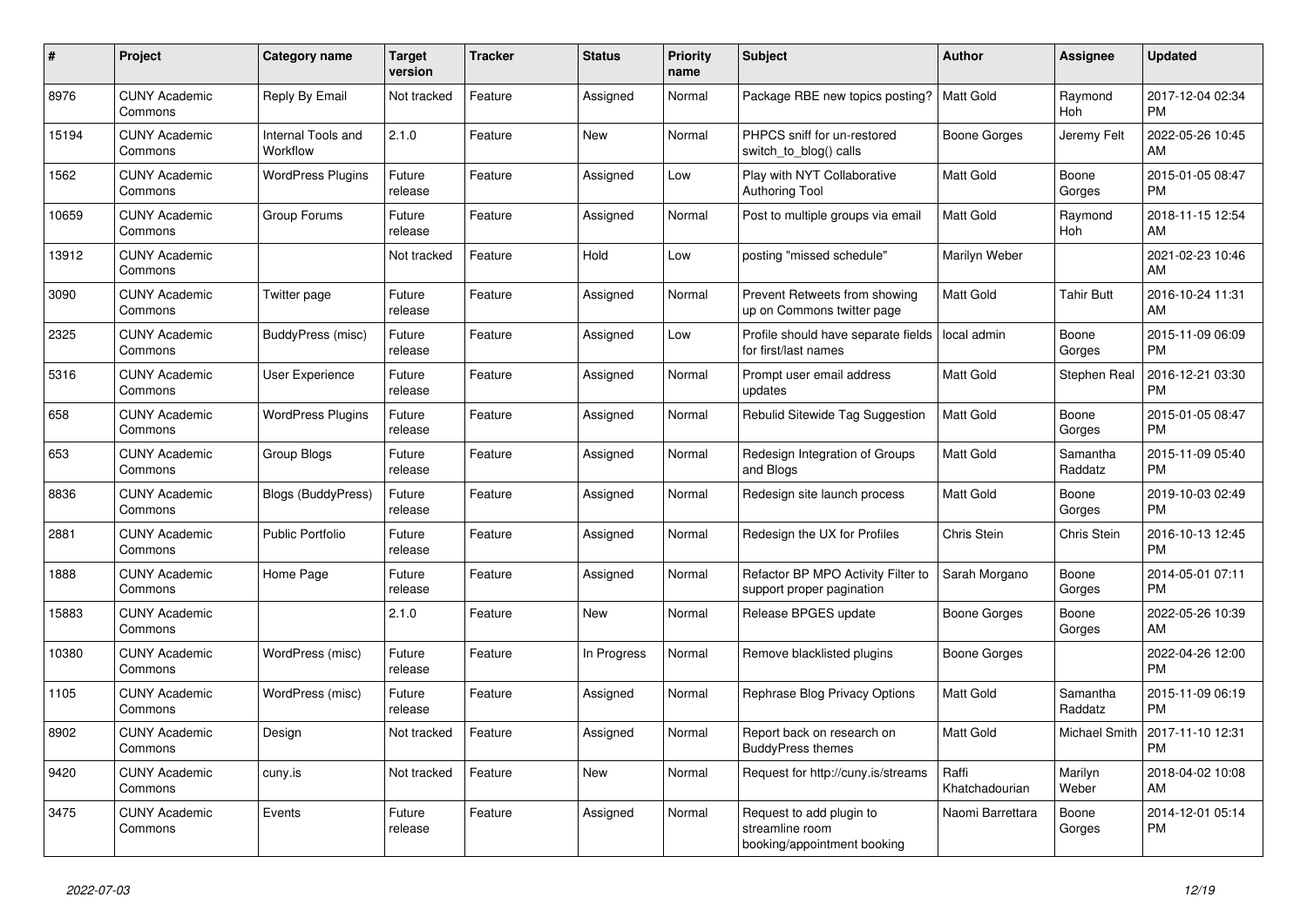| # | Project | Category name | Target version | Tracker | Status | Priority name | Subject | Author | Assignee | Updated |
|---|---|---|---|---|---|---|---|---|---|---|
| 8976 | CUNY Academic Commons | Reply By Email | Not tracked | Feature | Assigned | Normal | Package RBE new topics posting? | Matt Gold | Raymond Hoh | 2017-12-04 02:34 PM |
| 15194 | CUNY Academic Commons | Internal Tools and Workflow | 2.1.0 | Feature | New | Normal | PHPCS sniff for un-restored switch_to_blog() calls | Boone Gorges | Jeremy Felt | 2022-05-26 10:45 AM |
| 1562 | CUNY Academic Commons | WordPress Plugins | Future release | Feature | Assigned | Low | Play with NYT Collaborative Authoring Tool | Matt Gold | Boone Gorges | 2015-01-05 08:47 PM |
| 10659 | CUNY Academic Commons | Group Forums | Future release | Feature | Assigned | Normal | Post to multiple groups via email | Matt Gold | Raymond Hoh | 2018-11-15 12:54 AM |
| 13912 | CUNY Academic Commons | | Not tracked | Feature | Hold | Low | posting "missed schedule" | Marilyn Weber | | 2021-02-23 10:46 AM |
| 3090 | CUNY Academic Commons | Twitter page | Future release | Feature | Assigned | Normal | Prevent Retweets from showing up on Commons twitter page | Matt Gold | Tahir Butt | 2016-10-24 11:31 AM |
| 2325 | CUNY Academic Commons | BuddyPress (misc) | Future release | Feature | Assigned | Low | Profile should have separate fields for first/last names | local admin | Boone Gorges | 2015-11-09 06:09 PM |
| 5316 | CUNY Academic Commons | User Experience | Future release | Feature | Assigned | Normal | Prompt user email address updates | Matt Gold | Stephen Real | 2016-12-21 03:30 PM |
| 658 | CUNY Academic Commons | WordPress Plugins | Future release | Feature | Assigned | Normal | Rebulid Sitewide Tag Suggestion | Matt Gold | Boone Gorges | 2015-01-05 08:47 PM |
| 653 | CUNY Academic Commons | Group Blogs | Future release | Feature | Assigned | Normal | Redesign Integration of Groups and Blogs | Matt Gold | Samantha Raddatz | 2015-11-09 05:40 PM |
| 8836 | CUNY Academic Commons | Blogs (BuddyPress) | Future release | Feature | Assigned | Normal | Redesign site launch process | Matt Gold | Boone Gorges | 2019-10-03 02:49 PM |
| 2881 | CUNY Academic Commons | Public Portfolio | Future release | Feature | Assigned | Normal | Redesign the UX for Profiles | Chris Stein | Chris Stein | 2016-10-13 12:45 PM |
| 1888 | CUNY Academic Commons | Home Page | Future release | Feature | Assigned | Normal | Refactor BP MPO Activity Filter to support proper pagination | Sarah Morgano | Boone Gorges | 2014-05-01 07:11 PM |
| 15883 | CUNY Academic Commons | | 2.1.0 | Feature | New | Normal | Release BPGES update | Boone Gorges | Boone Gorges | 2022-05-26 10:39 AM |
| 10380 | CUNY Academic Commons | WordPress (misc) | Future release | Feature | In Progress | Normal | Remove blacklisted plugins | Boone Gorges | | 2022-04-26 12:00 PM |
| 1105 | CUNY Academic Commons | WordPress (misc) | Future release | Feature | Assigned | Normal | Rephrase Blog Privacy Options | Matt Gold | Samantha Raddatz | 2015-11-09 06:19 PM |
| 8902 | CUNY Academic Commons | Design | Not tracked | Feature | Assigned | Normal | Report back on research on BuddyPress themes | Matt Gold | Michael Smith | 2017-11-10 12:31 PM |
| 9420 | CUNY Academic Commons | cuny.is | Not tracked | Feature | New | Normal | Request for http://cuny.is/streams | Raffi Khatchadourian | Marilyn Weber | 2018-04-02 10:08 AM |
| 3475 | CUNY Academic Commons | Events | Future release | Feature | Assigned | Normal | Request to add plugin to streamline room booking/appointment booking | Naomi Barrettara | Boone Gorges | 2014-12-01 05:14 PM |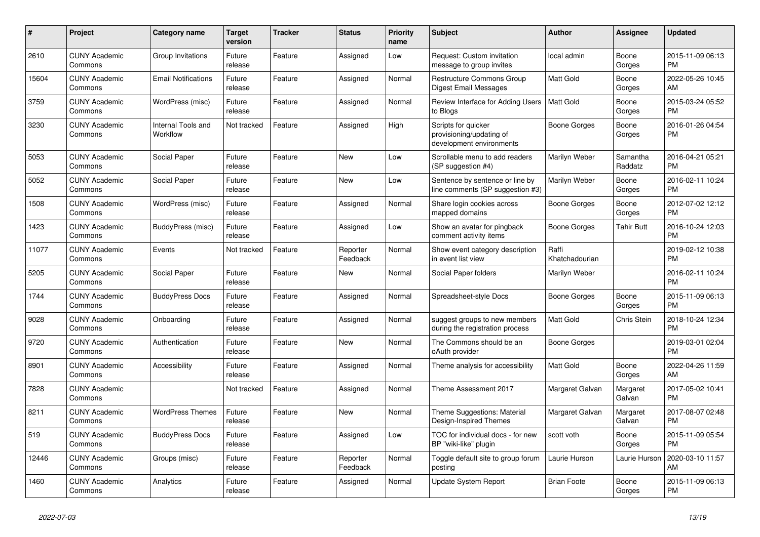| # | Project | Category name | Target version | Tracker | Status | Priority name | Subject | Author | Assignee | Updated |
|---|---|---|---|---|---|---|---|---|---|---|
| 2610 | CUNY Academic Commons | Group Invitations | Future release | Feature | Assigned | Low | Request: Custom invitation message to group invites | local admin | Boone Gorges | 2015-11-09 06:13 PM |
| 15604 | CUNY Academic Commons | Email Notifications | Future release | Feature | Assigned | Normal | Restructure Commons Group Digest Email Messages | Matt Gold | Boone Gorges | 2022-05-26 10:45 AM |
| 3759 | CUNY Academic Commons | WordPress (misc) | Future release | Feature | Assigned | Normal | Review Interface for Adding Users to Blogs | Matt Gold | Boone Gorges | 2015-03-24 05:52 PM |
| 3230 | CUNY Academic Commons | Internal Tools and Workflow | Not tracked | Feature | Assigned | High | Scripts for quicker provisioning/updating of development environments | Boone Gorges | Boone Gorges | 2016-01-26 04:54 PM |
| 5053 | CUNY Academic Commons | Social Paper | Future release | Feature | New | Low | Scrollable menu to add readers (SP suggestion #4) | Marilyn Weber | Samantha Raddatz | 2016-04-21 05:21 PM |
| 5052 | CUNY Academic Commons | Social Paper | Future release | Feature | New | Low | Sentence by sentence or line by line comments (SP suggestion #3) | Marilyn Weber | Boone Gorges | 2016-02-11 10:24 PM |
| 1508 | CUNY Academic Commons | WordPress (misc) | Future release | Feature | Assigned | Normal | Share login cookies across mapped domains | Boone Gorges | Boone Gorges | 2012-07-02 12:12 PM |
| 1423 | CUNY Academic Commons | BuddyPress (misc) | Future release | Feature | Assigned | Low | Show an avatar for pingback comment activity items | Boone Gorges | Tahir Butt | 2016-10-24 12:03 PM |
| 11077 | CUNY Academic Commons | Events | Not tracked | Feature | Reporter Feedback | Normal | Show event category description in event list view | Raffi Khatchadourian | | 2019-02-12 10:38 PM |
| 5205 | CUNY Academic Commons | Social Paper | Future release | Feature | New | Normal | Social Paper folders | Marilyn Weber | | 2016-02-11 10:24 PM |
| 1744 | CUNY Academic Commons | BuddyPress Docs | Future release | Feature | Assigned | Normal | Spreadsheet-style Docs | Boone Gorges | Boone Gorges | 2015-11-09 06:13 PM |
| 9028 | CUNY Academic Commons | Onboarding | Future release | Feature | Assigned | Normal | suggest groups to new members during the registration process | Matt Gold | Chris Stein | 2018-10-24 12:34 PM |
| 9720 | CUNY Academic Commons | Authentication | Future release | Feature | New | Normal | The Commons should be an oAuth provider | Boone Gorges | | 2019-03-01 02:04 PM |
| 8901 | CUNY Academic Commons | Accessibility | Future release | Feature | Assigned | Normal | Theme analysis for accessibility | Matt Gold | Boone Gorges | 2022-04-26 11:59 AM |
| 7828 | CUNY Academic Commons | | Not tracked | Feature | Assigned | Normal | Theme Assessment 2017 | Margaret Galvan | Margaret Galvan | 2017-05-02 10:41 PM |
| 8211 | CUNY Academic Commons | WordPress Themes | Future release | Feature | New | Normal | Theme Suggestions: Material Design-Inspired Themes | Margaret Galvan | Margaret Galvan | 2017-08-07 02:48 PM |
| 519 | CUNY Academic Commons | BuddyPress Docs | Future release | Feature | Assigned | Low | TOC for individual docs - for new BP "wiki-like" plugin | scott voth | Boone Gorges | 2015-11-09 05:54 PM |
| 12446 | CUNY Academic Commons | Groups (misc) | Future release | Feature | Reporter Feedback | Normal | Toggle default site to group forum posting | Laurie Hurson | Laurie Hurson | 2020-03-10 11:57 AM |
| 1460 | CUNY Academic Commons | Analytics | Future release | Feature | Assigned | Normal | Update System Report | Brian Foote | Boone Gorges | 2015-11-09 06:13 PM |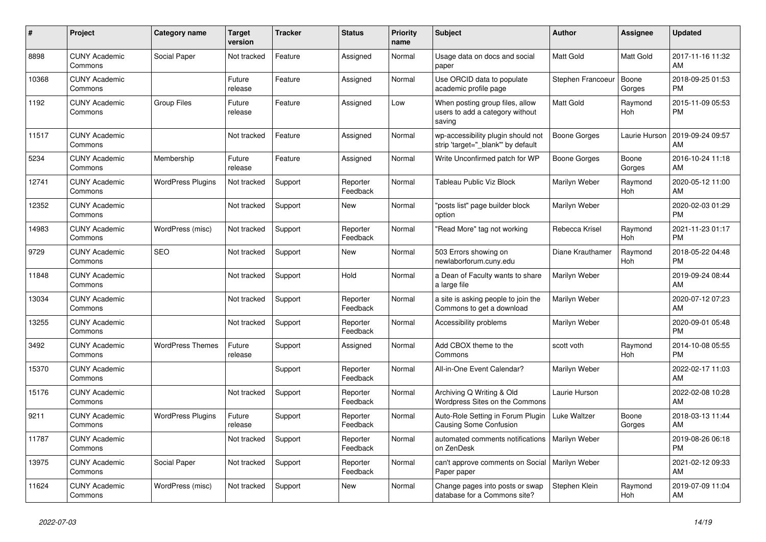| # | Project | Category name | Target version | Tracker | Status | Priority name | Subject | Author | Assignee | Updated |
|---|---|---|---|---|---|---|---|---|---|---|
| 8898 | CUNY Academic Commons | Social Paper | Not tracked | Feature | Assigned | Normal | Usage data on docs and social paper | Matt Gold | Matt Gold | 2017-11-16 11:32 AM |
| 10368 | CUNY Academic Commons | | Future release | Feature | Assigned | Normal | Use ORCID data to populate academic profile page | Stephen Francoeur | Boone Gorges | 2018-09-25 01:53 PM |
| 1192 | CUNY Academic Commons | Group Files | Future release | Feature | Assigned | Low | When posting group files, allow users to add a category without saving | Matt Gold | Raymond Hoh | 2015-11-09 05:53 PM |
| 11517 | CUNY Academic Commons | | Not tracked | Feature | Assigned | Normal | wp-accessibility plugin should not strip 'target="_blank"' by default | Boone Gorges | Laurie Hurson | 2019-09-24 09:57 AM |
| 5234 | CUNY Academic Commons | Membership | Future release | Feature | Assigned | Normal | Write Unconfirmed patch for WP | Boone Gorges | Boone Gorges | 2016-10-24 11:18 AM |
| 12741 | CUNY Academic Commons | WordPress Plugins | Not tracked | Support | Reporter Feedback | Normal | Tableau Public Viz Block | Marilyn Weber | Raymond Hoh | 2020-05-12 11:00 AM |
| 12352 | CUNY Academic Commons | | Not tracked | Support | New | Normal | "posts list" page builder block option | Marilyn Weber | | 2020-02-03 01:29 PM |
| 14983 | CUNY Academic Commons | WordPress (misc) | Not tracked | Support | Reporter Feedback | Normal | "Read More" tag not working | Rebecca Krisel | Raymond Hoh | 2021-11-23 01:17 PM |
| 9729 | CUNY Academic Commons | SEO | Not tracked | Support | New | Normal | 503 Errors showing on newlaborforum.cuny.edu | Diane Krauthamer | Raymond Hoh | 2018-05-22 04:48 PM |
| 11848 | CUNY Academic Commons | | Not tracked | Support | Hold | Normal | a Dean of Faculty wants to share a large file | Marilyn Weber | | 2019-09-24 08:44 AM |
| 13034 | CUNY Academic Commons | | Not tracked | Support | Reporter Feedback | Normal | a site is asking people to join the Commons to get a download | Marilyn Weber | | 2020-07-12 07:23 AM |
| 13255 | CUNY Academic Commons | | Not tracked | Support | Reporter Feedback | Normal | Accessibility problems | Marilyn Weber | | 2020-09-01 05:48 PM |
| 3492 | CUNY Academic Commons | WordPress Themes | Future release | Support | Assigned | Normal | Add CBOX theme to the Commons | scott voth | Raymond Hoh | 2014-10-08 05:55 PM |
| 15370 | CUNY Academic Commons | | | Support | Reporter Feedback | Normal | All-in-One Event Calendar? | Marilyn Weber | | 2022-02-17 11:03 AM |
| 15176 | CUNY Academic Commons | | Not tracked | Support | Reporter Feedback | Normal | Archiving Q Writing & Old Wordpress Sites on the Commons | Laurie Hurson | | 2022-02-08 10:28 AM |
| 9211 | CUNY Academic Commons | WordPress Plugins | Future release | Support | Reporter Feedback | Normal | Auto-Role Setting in Forum Plugin Causing Some Confusion | Luke Waltzer | Boone Gorges | 2018-03-13 11:44 AM |
| 11787 | CUNY Academic Commons | | Not tracked | Support | Reporter Feedback | Normal | automated comments notifications on ZenDesk | Marilyn Weber | | 2019-08-26 06:18 PM |
| 13975 | CUNY Academic Commons | Social Paper | Not tracked | Support | Reporter Feedback | Normal | can't approve comments on Social Paper paper | Marilyn Weber | | 2021-02-12 09:33 AM |
| 11624 | CUNY Academic Commons | WordPress (misc) | Not tracked | Support | New | Normal | Change pages into posts or swap database for a Commons site? | Stephen Klein | Raymond Hoh | 2019-07-09 11:04 AM |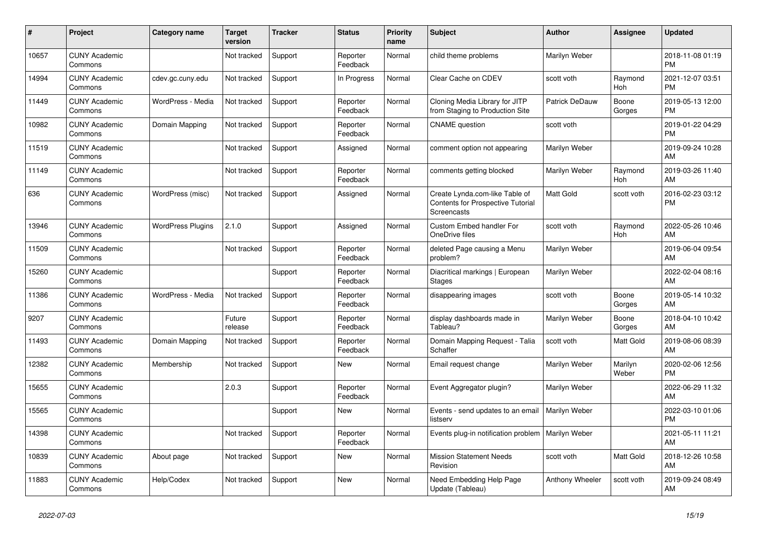| # | Project | Category name | Target version | Tracker | Status | Priority name | Subject | Author | Assignee | Updated |
|---|---|---|---|---|---|---|---|---|---|---|
| 10657 | CUNY Academic Commons | | Not tracked | Support | Reporter Feedback | Normal | child theme problems | Marilyn Weber | | 2018-11-08 01:19 PM |
| 14994 | CUNY Academic Commons | cdev.gc.cuny.edu | Not tracked | Support | In Progress | Normal | Clear Cache on CDEV | scott voth | Raymond Hoh | 2021-12-07 03:51 PM |
| 11449 | CUNY Academic Commons | WordPress - Media | Not tracked | Support | Reporter Feedback | Normal | Cloning Media Library for JITP from Staging to Production Site | Patrick DeDauw | Boone Gorges | 2019-05-13 12:00 PM |
| 10982 | CUNY Academic Commons | Domain Mapping | Not tracked | Support | Reporter Feedback | Normal | CNAME question | scott voth | | 2019-01-22 04:29 PM |
| 11519 | CUNY Academic Commons | | Not tracked | Support | Assigned | Normal | comment option not appearing | Marilyn Weber | | 2019-09-24 10:28 AM |
| 11149 | CUNY Academic Commons | | Not tracked | Support | Reporter Feedback | Normal | comments getting blocked | Marilyn Weber | Raymond Hoh | 2019-03-26 11:40 AM |
| 636 | CUNY Academic Commons | WordPress (misc) | Not tracked | Support | Assigned | Normal | Create Lynda.com-like Table of Contents for Prospective Tutorial Screencasts | Matt Gold | scott voth | 2016-02-23 03:12 PM |
| 13946 | CUNY Academic Commons | WordPress Plugins | 2.1.0 | Support | Assigned | Normal | Custom Embed handler For OneDrive files | scott voth | Raymond Hoh | 2022-05-26 10:46 AM |
| 11509 | CUNY Academic Commons | | Not tracked | Support | Reporter Feedback | Normal | deleted Page causing a Menu problem? | Marilyn Weber | | 2019-06-04 09:54 AM |
| 15260 | CUNY Academic Commons | | | Support | Reporter Feedback | Normal | Diacritical markings \| European Stages | Marilyn Weber | | 2022-02-04 08:16 AM |
| 11386 | CUNY Academic Commons | WordPress - Media | Not tracked | Support | Reporter Feedback | Normal | disappearing images | scott voth | Boone Gorges | 2019-05-14 10:32 AM |
| 9207 | CUNY Academic Commons | | Future release | Support | Reporter Feedback | Normal | display dashboards made in Tableau? | Marilyn Weber | Boone Gorges | 2018-04-10 10:42 AM |
| 11493 | CUNY Academic Commons | Domain Mapping | Not tracked | Support | Reporter Feedback | Normal | Domain Mapping Request - Talia Schaffer | scott voth | Matt Gold | 2019-08-06 08:39 AM |
| 12382 | CUNY Academic Commons | Membership | Not tracked | Support | New | Normal | Email request change | Marilyn Weber | Marilyn Weber | 2020-02-06 12:56 PM |
| 15655 | CUNY Academic Commons | | 2.0.3 | Support | Reporter Feedback | Normal | Event Aggregator plugin? | Marilyn Weber | | 2022-06-29 11:32 AM |
| 15565 | CUNY Academic Commons | | | Support | New | Normal | Events - send updates to an email listserv | Marilyn Weber | | 2022-03-10 01:06 PM |
| 14398 | CUNY Academic Commons | | Not tracked | Support | Reporter Feedback | Normal | Events plug-in notification problem | Marilyn Weber | | 2021-05-11 11:21 AM |
| 10839 | CUNY Academic Commons | About page | Not tracked | Support | New | Normal | Mission Statement Needs Revision | scott voth | Matt Gold | 2018-12-26 10:58 AM |
| 11883 | CUNY Academic Commons | Help/Codex | Not tracked | Support | New | Normal | Need Embedding Help Page Update (Tableau) | Anthony Wheeler | scott voth | 2019-09-24 08:49 AM |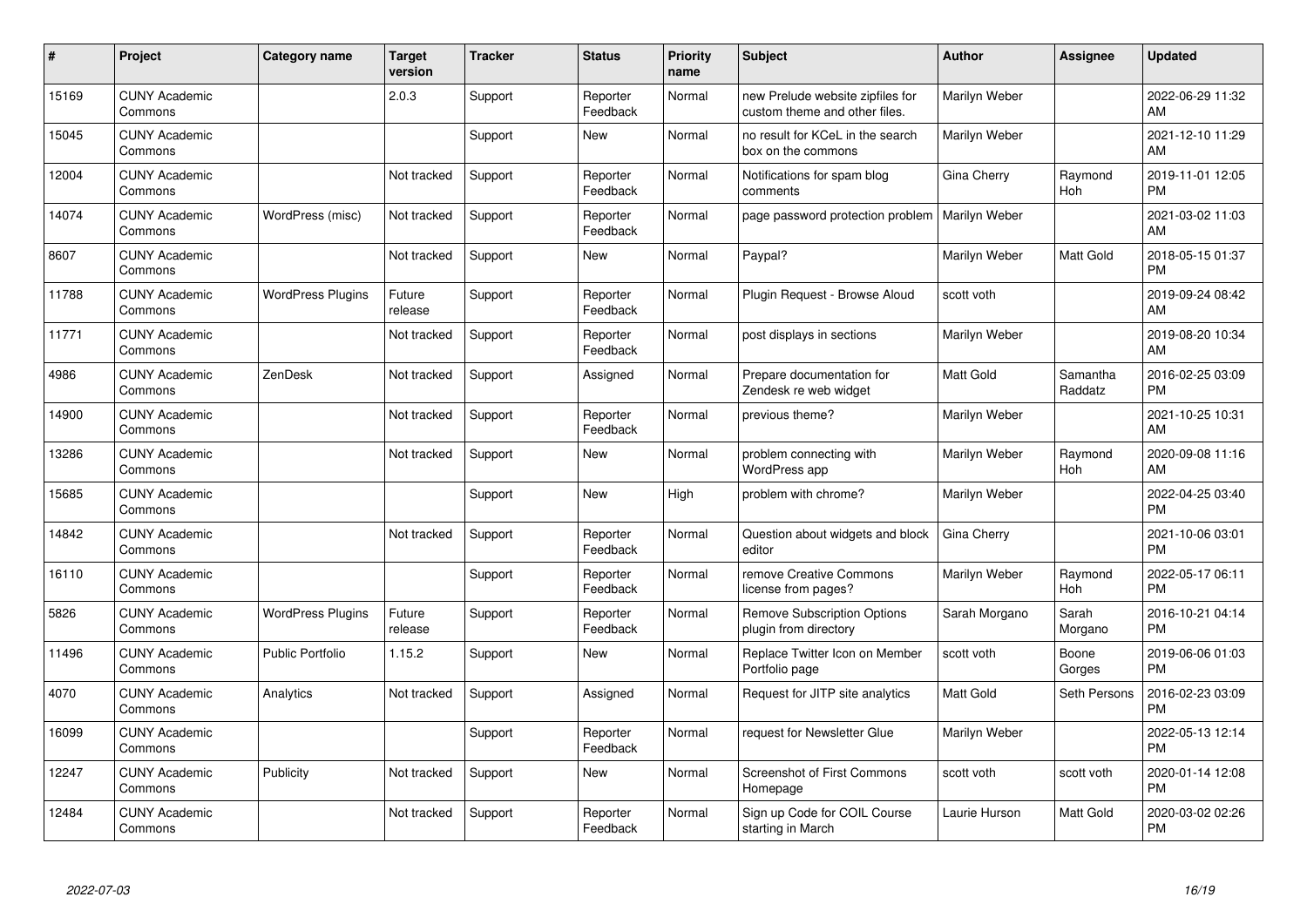| # | Project | Category name | Target version | Tracker | Status | Priority name | Subject | Author | Assignee | Updated |
|---|---|---|---|---|---|---|---|---|---|---|
| 15169 | CUNY Academic Commons | | 2.0.3 | Support | Reporter Feedback | Normal | new Prelude website zipfiles for custom theme and other files. | Marilyn Weber | | 2022-06-29 11:32 AM |
| 15045 | CUNY Academic Commons | | | Support | New | Normal | no result for KCeL in the search box on the commons | Marilyn Weber | | 2021-12-10 11:29 AM |
| 12004 | CUNY Academic Commons | | Not tracked | Support | Reporter Feedback | Normal | Notifications for spam blog comments | Gina Cherry | Raymond Hoh | 2019-11-01 12:05 PM |
| 14074 | CUNY Academic Commons | WordPress (misc) | Not tracked | Support | Reporter Feedback | Normal | page password protection problem | Marilyn Weber | | 2021-03-02 11:03 AM |
| 8607 | CUNY Academic Commons | | Not tracked | Support | New | Normal | Paypal? | Marilyn Weber | Matt Gold | 2018-05-15 01:37 PM |
| 11788 | CUNY Academic Commons | WordPress Plugins | Future release | Support | Reporter Feedback | Normal | Plugin Request - Browse Aloud | scott voth | | 2019-09-24 08:42 AM |
| 11771 | CUNY Academic Commons | | Not tracked | Support | Reporter Feedback | Normal | post displays in sections | Marilyn Weber | | 2019-08-20 10:34 AM |
| 4986 | CUNY Academic Commons | ZenDesk | Not tracked | Support | Assigned | Normal | Prepare documentation for Zendesk re web widget | Matt Gold | Samantha Raddatz | 2016-02-25 03:09 PM |
| 14900 | CUNY Academic Commons | | Not tracked | Support | Reporter Feedback | Normal | previous theme? | Marilyn Weber | | 2021-10-25 10:31 AM |
| 13286 | CUNY Academic Commons | | Not tracked | Support | New | Normal | problem connecting with WordPress app | Marilyn Weber | Raymond Hoh | 2020-09-08 11:16 AM |
| 15685 | CUNY Academic Commons | | | Support | New | High | problem with chrome? | Marilyn Weber | | 2022-04-25 03:40 PM |
| 14842 | CUNY Academic Commons | | Not tracked | Support | Reporter Feedback | Normal | Question about widgets and block editor | Gina Cherry | | 2021-10-06 03:01 PM |
| 16110 | CUNY Academic Commons | | | Support | Reporter Feedback | Normal | remove Creative Commons license from pages? | Marilyn Weber | Raymond Hoh | 2022-05-17 06:11 PM |
| 5826 | CUNY Academic Commons | WordPress Plugins | Future release | Support | Reporter Feedback | Normal | Remove Subscription Options plugin from directory | Sarah Morgano | Sarah Morgano | 2016-10-21 04:14 PM |
| 11496 | CUNY Academic Commons | Public Portfolio | 1.15.2 | Support | New | Normal | Replace Twitter Icon on Member Portfolio page | scott voth | Boone Gorges | 2019-06-06 01:03 PM |
| 4070 | CUNY Academic Commons | Analytics | Not tracked | Support | Assigned | Normal | Request for JITP site analytics | Matt Gold | Seth Persons | 2016-02-23 03:09 PM |
| 16099 | CUNY Academic Commons | | | Support | Reporter Feedback | Normal | request for Newsletter Glue | Marilyn Weber | | 2022-05-13 12:14 PM |
| 12247 | CUNY Academic Commons | Publicity | Not tracked | Support | New | Normal | Screenshot of First Commons Homepage | scott voth | scott voth | 2020-01-14 12:08 PM |
| 12484 | CUNY Academic Commons | | Not tracked | Support | Reporter Feedback | Normal | Sign up Code for COIL Course starting in March | Laurie Hurson | Matt Gold | 2020-03-02 02:26 PM |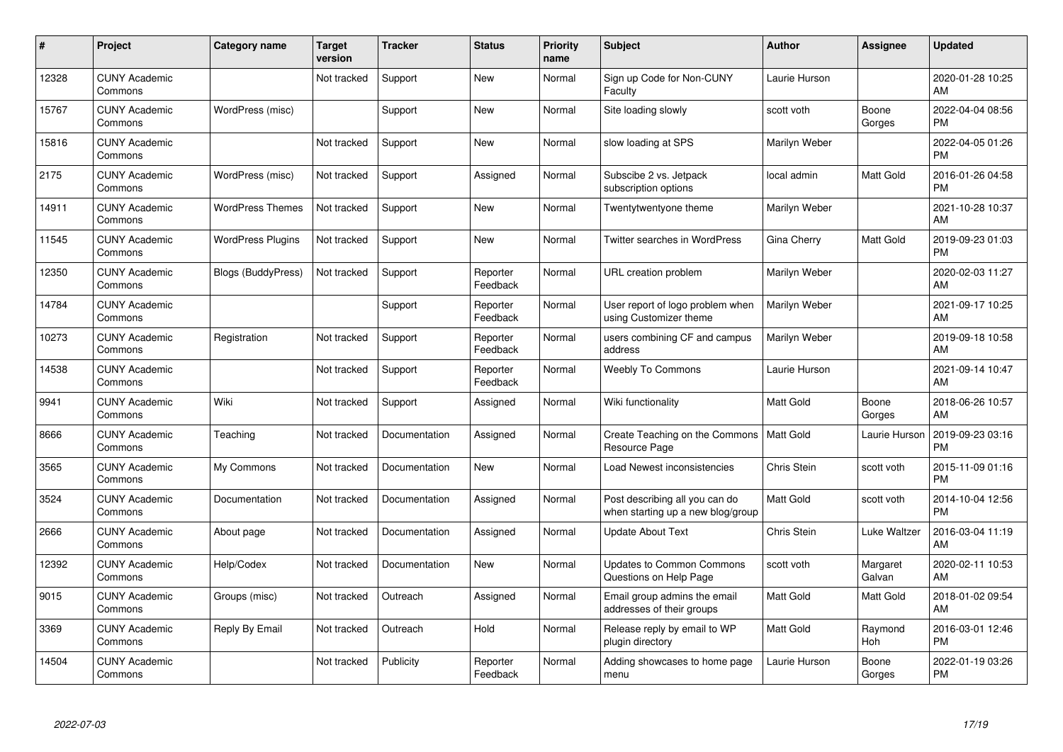| # | Project | Category name | Target version | Tracker | Status | Priority name | Subject | Author | Assignee | Updated |
|---|---|---|---|---|---|---|---|---|---|---|
| 12328 | CUNY Academic Commons | | Not tracked | Support | New | Normal | Sign up Code for Non-CUNY Faculty | Laurie Hurson | | 2020-01-28 10:25 AM |
| 15767 | CUNY Academic Commons | WordPress (misc) | | Support | New | Normal | Site loading slowly | scott voth | Boone Gorges | 2022-04-04 08:56 PM |
| 15816 | CUNY Academic Commons | | Not tracked | Support | New | Normal | slow loading at SPS | Marilyn Weber | | 2022-04-05 01:26 PM |
| 2175 | CUNY Academic Commons | WordPress (misc) | Not tracked | Support | Assigned | Normal | Subscibe 2 vs. Jetpack subscription options | local admin | Matt Gold | 2016-01-26 04:58 PM |
| 14911 | CUNY Academic Commons | WordPress Themes | Not tracked | Support | New | Normal | Twentytwentyone theme | Marilyn Weber | | 2021-10-28 10:37 AM |
| 11545 | CUNY Academic Commons | WordPress Plugins | Not tracked | Support | New | Normal | Twitter searches in WordPress | Gina Cherry | Matt Gold | 2019-09-23 01:03 PM |
| 12350 | CUNY Academic Commons | Blogs (BuddyPress) | Not tracked | Support | Reporter Feedback | Normal | URL creation problem | Marilyn Weber | | 2020-02-03 11:27 AM |
| 14784 | CUNY Academic Commons | | | Support | Reporter Feedback | Normal | User report of logo problem when using Customizer theme | Marilyn Weber | | 2021-09-17 10:25 AM |
| 10273 | CUNY Academic Commons | Registration | Not tracked | Support | Reporter Feedback | Normal | users combining CF and campus address | Marilyn Weber | | 2019-09-18 10:58 AM |
| 14538 | CUNY Academic Commons | | Not tracked | Support | Reporter Feedback | Normal | Weebly To Commons | Laurie Hurson | | 2021-09-14 10:47 AM |
| 9941 | CUNY Academic Commons | Wiki | Not tracked | Support | Assigned | Normal | Wiki functionality | Matt Gold | Boone Gorges | 2018-06-26 10:57 AM |
| 8666 | CUNY Academic Commons | Teaching | Not tracked | Documentation | Assigned | Normal | Create Teaching on the Commons Resource Page | Matt Gold | Laurie Hurson | 2019-09-23 03:16 PM |
| 3565 | CUNY Academic Commons | My Commons | Not tracked | Documentation | New | Normal | Load Newest inconsistencies | Chris Stein | scott voth | 2015-11-09 01:16 PM |
| 3524 | CUNY Academic Commons | Documentation | Not tracked | Documentation | Assigned | Normal | Post describing all you can do when starting up a new blog/group | Matt Gold | scott voth | 2014-10-04 12:56 PM |
| 2666 | CUNY Academic Commons | About page | Not tracked | Documentation | Assigned | Normal | Update About Text | Chris Stein | Luke Waltzer | 2016-03-04 11:19 AM |
| 12392 | CUNY Academic Commons | Help/Codex | Not tracked | Documentation | New | Normal | Updates to Common Commons Questions on Help Page | scott voth | Margaret Galvan | 2020-02-11 10:53 AM |
| 9015 | CUNY Academic Commons | Groups (misc) | Not tracked | Outreach | Assigned | Normal | Email group admins the email addresses of their groups | Matt Gold | Matt Gold | 2018-01-02 09:54 AM |
| 3369 | CUNY Academic Commons | Reply By Email | Not tracked | Outreach | Hold | Normal | Release reply by email to WP plugin directory | Matt Gold | Raymond Hoh | 2016-03-01 12:46 PM |
| 14504 | CUNY Academic Commons | | Not tracked | Publicity | Reporter Feedback | Normal | Adding showcases to home page menu | Laurie Hurson | Boone Gorges | 2022-01-19 03:26 PM |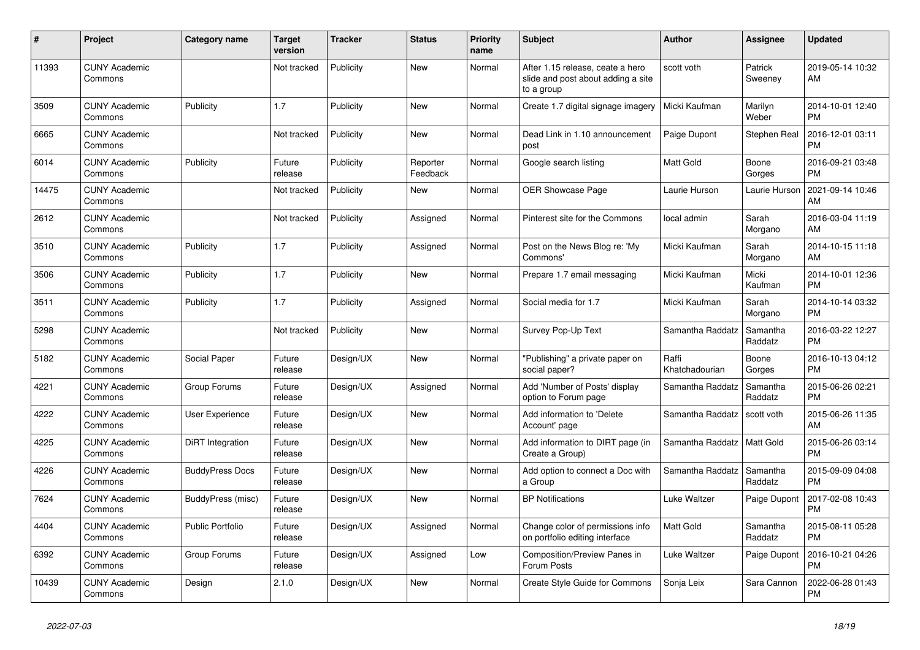| # | Project | Category name | Target version | Tracker | Status | Priority name | Subject | Author | Assignee | Updated |
|---|---|---|---|---|---|---|---|---|---|---|
| 11393 | CUNY Academic Commons | | Not tracked | Publicity | New | Normal | After 1.15 release, ceate a hero slide and post about adding a site to a group | scott voth | Patrick Sweeney | 2019-05-14 10:32 AM |
| 3509 | CUNY Academic Commons | Publicity | 1.7 | Publicity | New | Normal | Create 1.7 digital signage imagery | Micki Kaufman | Marilyn Weber | 2014-10-01 12:40 PM |
| 6665 | CUNY Academic Commons | | Not tracked | Publicity | New | Normal | Dead Link in 1.10 announcement post | Paige Dupont | Stephen Real | 2016-12-01 03:11 PM |
| 6014 | CUNY Academic Commons | Publicity | Future release | Publicity | Reporter Feedback | Normal | Google search listing | Matt Gold | Boone Gorges | 2016-09-21 03:48 PM |
| 14475 | CUNY Academic Commons | | Not tracked | Publicity | New | Normal | OER Showcase Page | Laurie Hurson | Laurie Hurson | 2021-09-14 10:46 AM |
| 2612 | CUNY Academic Commons | | Not tracked | Publicity | Assigned | Normal | Pinterest site for the Commons | local admin | Sarah Morgano | 2016-03-04 11:19 AM |
| 3510 | CUNY Academic Commons | Publicity | 1.7 | Publicity | Assigned | Normal | Post on the News Blog re: 'My Commons' | Micki Kaufman | Sarah Morgano | 2014-10-15 11:18 AM |
| 3506 | CUNY Academic Commons | Publicity | 1.7 | Publicity | New | Normal | Prepare 1.7 email messaging | Micki Kaufman | Micki Kaufman | 2014-10-01 12:36 PM |
| 3511 | CUNY Academic Commons | Publicity | 1.7 | Publicity | Assigned | Normal | Social media for 1.7 | Micki Kaufman | Sarah Morgano | 2014-10-14 03:32 PM |
| 5298 | CUNY Academic Commons | | Not tracked | Publicity | New | Normal | Survey Pop-Up Text | Samantha Raddatz | Samantha Raddatz | 2016-03-22 12:27 PM |
| 5182 | CUNY Academic Commons | Social Paper | Future release | Design/UX | New | Normal | "Publishing" a private paper on social paper? | Raffi Khatchadourian | Boone Gorges | 2016-10-13 04:12 PM |
| 4221 | CUNY Academic Commons | Group Forums | Future release | Design/UX | Assigned | Normal | Add 'Number of Posts' display option to Forum page | Samantha Raddatz | Samantha Raddatz | 2015-06-26 02:21 PM |
| 4222 | CUNY Academic Commons | User Experience | Future release | Design/UX | New | Normal | Add information to 'Delete Account' page | Samantha Raddatz | scott voth | 2015-06-26 11:35 AM |
| 4225 | CUNY Academic Commons | DiRT Integration | Future release | Design/UX | New | Normal | Add information to DIRT page (in Create a Group) | Samantha Raddatz | Matt Gold | 2015-06-26 03:14 PM |
| 4226 | CUNY Academic Commons | BuddyPress Docs | Future release | Design/UX | New | Normal | Add option to connect a Doc with a Group | Samantha Raddatz | Samantha Raddatz | 2015-09-09 04:08 PM |
| 7624 | CUNY Academic Commons | BuddyPress (misc) | Future release | Design/UX | New | Normal | BP Notifications | Luke Waltzer | Paige Dupont | 2017-02-08 10:43 PM |
| 4404 | CUNY Academic Commons | Public Portfolio | Future release | Design/UX | Assigned | Normal | Change color of permissions info on portfolio editing interface | Matt Gold | Samantha Raddatz | 2015-08-11 05:28 PM |
| 6392 | CUNY Academic Commons | Group Forums | Future release | Design/UX | Assigned | Low | Composition/Preview Panes in Forum Posts | Luke Waltzer | Paige Dupont | 2016-10-21 04:26 PM |
| 10439 | CUNY Academic Commons | Design | 2.1.0 | Design/UX | New | Normal | Create Style Guide for Commons | Sonja Leix | Sara Cannon | 2022-06-28 01:43 PM |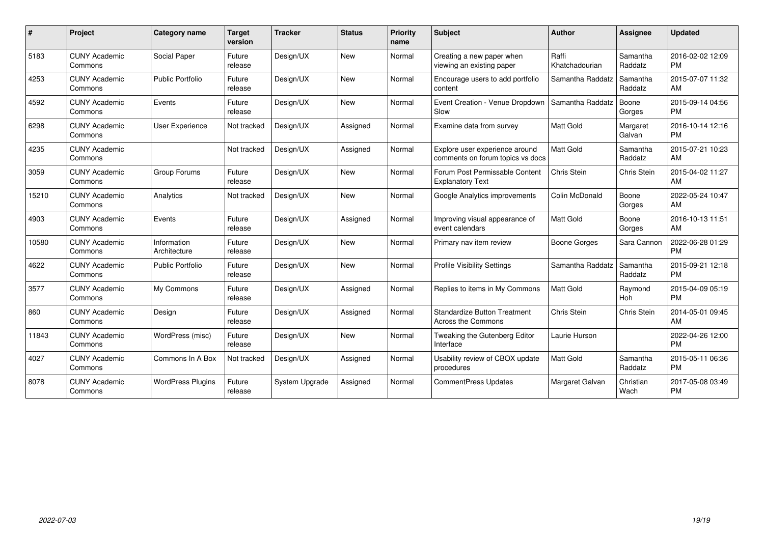| # | Project | Category name | Target version | Tracker | Status | Priority name | Subject | Author | Assignee | Updated |
|---|---|---|---|---|---|---|---|---|---|---|
| 5183 | CUNY Academic Commons | Social Paper | Future release | Design/UX | New | Normal | Creating a new paper when viewing an existing paper | Raffi Khatchadourian | Samantha Raddatz | 2016-02-02 12:09 PM |
| 4253 | CUNY Academic Commons | Public Portfolio | Future release | Design/UX | New | Normal | Encourage users to add portfolio content | Samantha Raddatz | Samantha Raddatz | 2015-07-07 11:32 AM |
| 4592 | CUNY Academic Commons | Events | Future release | Design/UX | New | Normal | Event Creation - Venue Dropdown Slow | Samantha Raddatz | Boone Gorges | 2015-09-14 04:56 PM |
| 6298 | CUNY Academic Commons | User Experience | Not tracked | Design/UX | Assigned | Normal | Examine data from survey | Matt Gold | Margaret Galvan | 2016-10-14 12:16 PM |
| 4235 | CUNY Academic Commons | | Not tracked | Design/UX | Assigned | Normal | Explore user experience around comments on forum topics vs docs | Matt Gold | Samantha Raddatz | 2015-07-21 10:23 AM |
| 3059 | CUNY Academic Commons | Group Forums | Future release | Design/UX | New | Normal | Forum Post Permissable Content Explanatory Text | Chris Stein | Chris Stein | 2015-04-02 11:27 AM |
| 15210 | CUNY Academic Commons | Analytics | Not tracked | Design/UX | New | Normal | Google Analytics improvements | Colin McDonald | Boone Gorges | 2022-05-24 10:47 AM |
| 4903 | CUNY Academic Commons | Events | Future release | Design/UX | Assigned | Normal | Improving visual appearance of event calendars | Matt Gold | Boone Gorges | 2016-10-13 11:51 AM |
| 10580 | CUNY Academic Commons | Information Architecture | Future release | Design/UX | New | Normal | Primary nav item review | Boone Gorges | Sara Cannon | 2022-06-28 01:29 PM |
| 4622 | CUNY Academic Commons | Public Portfolio | Future release | Design/UX | New | Normal | Profile Visibility Settings | Samantha Raddatz | Samantha Raddatz | 2015-09-21 12:18 PM |
| 3577 | CUNY Academic Commons | My Commons | Future release | Design/UX | Assigned | Normal | Replies to items in My Commons | Matt Gold | Raymond Hoh | 2015-04-09 05:19 PM |
| 860 | CUNY Academic Commons | Design | Future release | Design/UX | Assigned | Normal | Standardize Button Treatment Across the Commons | Chris Stein | Chris Stein | 2014-05-01 09:45 AM |
| 11843 | CUNY Academic Commons | WordPress (misc) | Future release | Design/UX | New | Normal | Tweaking the Gutenberg Editor Interface | Laurie Hurson | | 2022-04-26 12:00 PM |
| 4027 | CUNY Academic Commons | Commons In A Box | Not tracked | Design/UX | Assigned | Normal | Usability review of CBOX update procedures | Matt Gold | Samantha Raddatz | 2015-05-11 06:36 PM |
| 8078 | CUNY Academic Commons | WordPress Plugins | Future release | System Upgrade | Assigned | Normal | CommentPress Updates | Margaret Galvan | Christian Wach | 2017-05-08 03:49 PM |